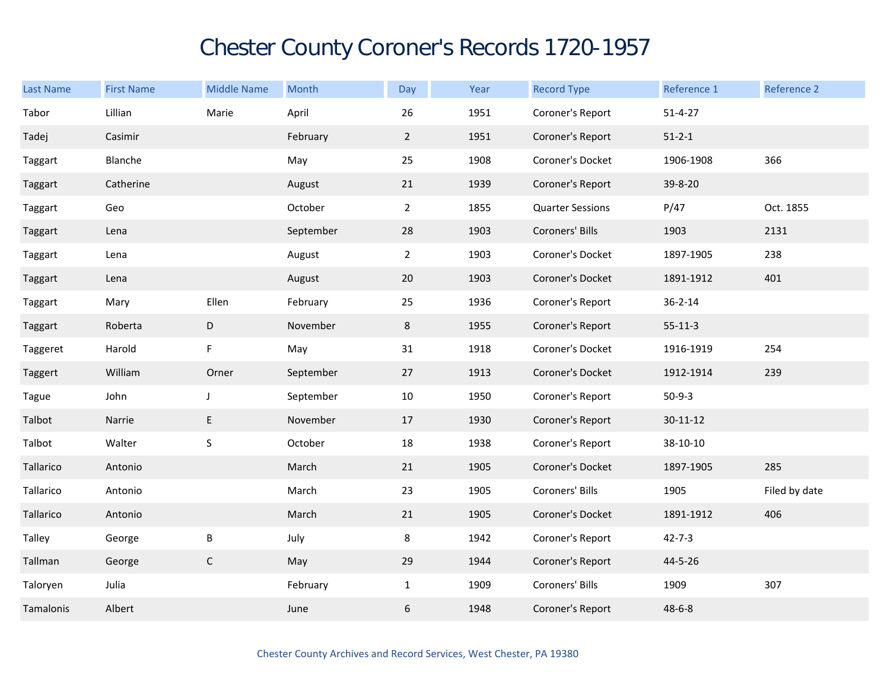# Chester County Coroner's Records 1720-1957

| Last Name | First Name | Middle Name | Month | Day | Year | Record Type | Reference 1 | Reference 2 |
|---|---|---|---|---|---|---|---|---|
| Tabor | Lillian | Marie | April | 26 | 1951 | Coroner's Report | 51-4-27 | |
| Tadej | Casimir | | February | 2 | 1951 | Coroner's Report | 51-2-1 | |
| Taggart | Blanche | | May | 25 | 1908 | Coroner's Docket | 1906-1908 | 366 |
| Taggart | Catherine | | August | 21 | 1939 | Coroner's Report | 39-8-20 | |
| Taggart | Geo | | October | 2 | 1855 | Quarter Sessions | P/47 | Oct. 1855 |
| Taggart | Lena | | September | 28 | 1903 | Coroners' Bills | 1903 | 2131 |
| Taggart | Lena | | August | 2 | 1903 | Coroner's Docket | 1897-1905 | 238 |
| Taggart | Lena | | August | 20 | 1903 | Coroner's Docket | 1891-1912 | 401 |
| Taggart | Mary | Ellen | February | 25 | 1936 | Coroner's Report | 36-2-14 | |
| Taggart | Roberta | D | November | 8 | 1955 | Coroner's Report | 55-11-3 | |
| Taggeret | Harold | F | May | 31 | 1918 | Coroner's Docket | 1916-1919 | 254 |
| Taggert | William | Orner | September | 27 | 1913 | Coroner's Docket | 1912-1914 | 239 |
| Tague | John | J | September | 10 | 1950 | Coroner's Report | 50-9-3 | |
| Talbot | Narrie | E | November | 17 | 1930 | Coroner's Report | 30-11-12 | |
| Talbot | Walter | S | October | 18 | 1938 | Coroner's Report | 38-10-10 | |
| Tallarico | Antonio | | March | 21 | 1905 | Coroner's Docket | 1897-1905 | 285 |
| Tallarico | Antonio | | March | 23 | 1905 | Coroners' Bills | 1905 | Filed by date |
| Tallarico | Antonio | | March | 21 | 1905 | Coroner's Docket | 1891-1912 | 406 |
| Talley | George | B | July | 8 | 1942 | Coroner's Report | 42-7-3 | |
| Tallman | George | C | May | 29 | 1944 | Coroner's Report | 44-5-26 | |
| Taloryen | Julia | | February | 1 | 1909 | Coroners' Bills | 1909 | 307 |
| Tamalonis | Albert | | June | 6 | 1948 | Coroner's Report | 48-6-8 | |

Chester County Archives and Record Services, West Chester, PA 19380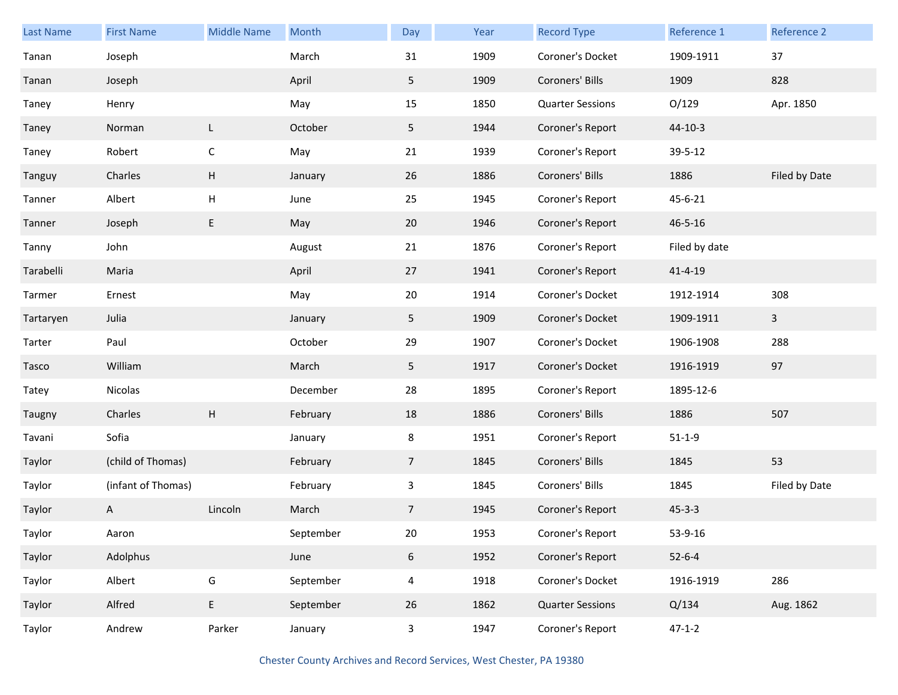| Last Name | First Name | Middle Name | Month | Day | Year | Record Type | Reference 1 | Reference 2 |
|---|---|---|---|---|---|---|---|---|
| Tanan | Joseph | | March | 31 | 1909 | Coroner's Docket | 1909-1911 | 37 |
| Tanan | Joseph | | April | 5 | 1909 | Coroners' Bills | 1909 | 828 |
| Taney | Henry | | May | 15 | 1850 | Quarter Sessions | O/129 | Apr. 1850 |
| Taney | Norman | L | October | 5 | 1944 | Coroner's Report | 44-10-3 | |
| Taney | Robert | C | May | 21 | 1939 | Coroner's Report | 39-5-12 | |
| Tanguy | Charles | H | January | 26 | 1886 | Coroners' Bills | 1886 | Filed by Date |
| Tanner | Albert | H | June | 25 | 1945 | Coroner's Report | 45-6-21 | |
| Tanner | Joseph | E | May | 20 | 1946 | Coroner's Report | 46-5-16 | |
| Tanny | John | | August | 21 | 1876 | Coroner's Report | Filed by date | |
| Tarabelli | Maria | | April | 27 | 1941 | Coroner's Report | 41-4-19 | |
| Tarmer | Ernest | | May | 20 | 1914 | Coroner's Docket | 1912-1914 | 308 |
| Tartaryen | Julia | | January | 5 | 1909 | Coroner's Docket | 1909-1911 | 3 |
| Tarter | Paul | | October | 29 | 1907 | Coroner's Docket | 1906-1908 | 288 |
| Tasco | William | | March | 5 | 1917 | Coroner's Docket | 1916-1919 | 97 |
| Tatey | Nicolas | | December | 28 | 1895 | Coroner's Report | 1895-12-6 | |
| Taugny | Charles | H | February | 18 | 1886 | Coroners' Bills | 1886 | 507 |
| Tavani | Sofia | | January | 8 | 1951 | Coroner's Report | 51-1-9 | |
| Taylor | (child of Thomas) | | February | 7 | 1845 | Coroners' Bills | 1845 | 53 |
| Taylor | (infant of Thomas) | | February | 3 | 1845 | Coroners' Bills | 1845 | Filed by Date |
| Taylor | A | Lincoln | March | 7 | 1945 | Coroner's Report | 45-3-3 | |
| Taylor | Aaron | | September | 20 | 1953 | Coroner's Report | 53-9-16 | |
| Taylor | Adolphus | | June | 6 | 1952 | Coroner's Report | 52-6-4 | |
| Taylor | Albert | G | September | 4 | 1918 | Coroner's Docket | 1916-1919 | 286 |
| Taylor | Alfred | E | September | 26 | 1862 | Quarter Sessions | Q/134 | Aug. 1862 |
| Taylor | Andrew | Parker | January | 3 | 1947 | Coroner's Report | 47-1-2 | |

Chester County Archives and Record Services, West Chester, PA 19380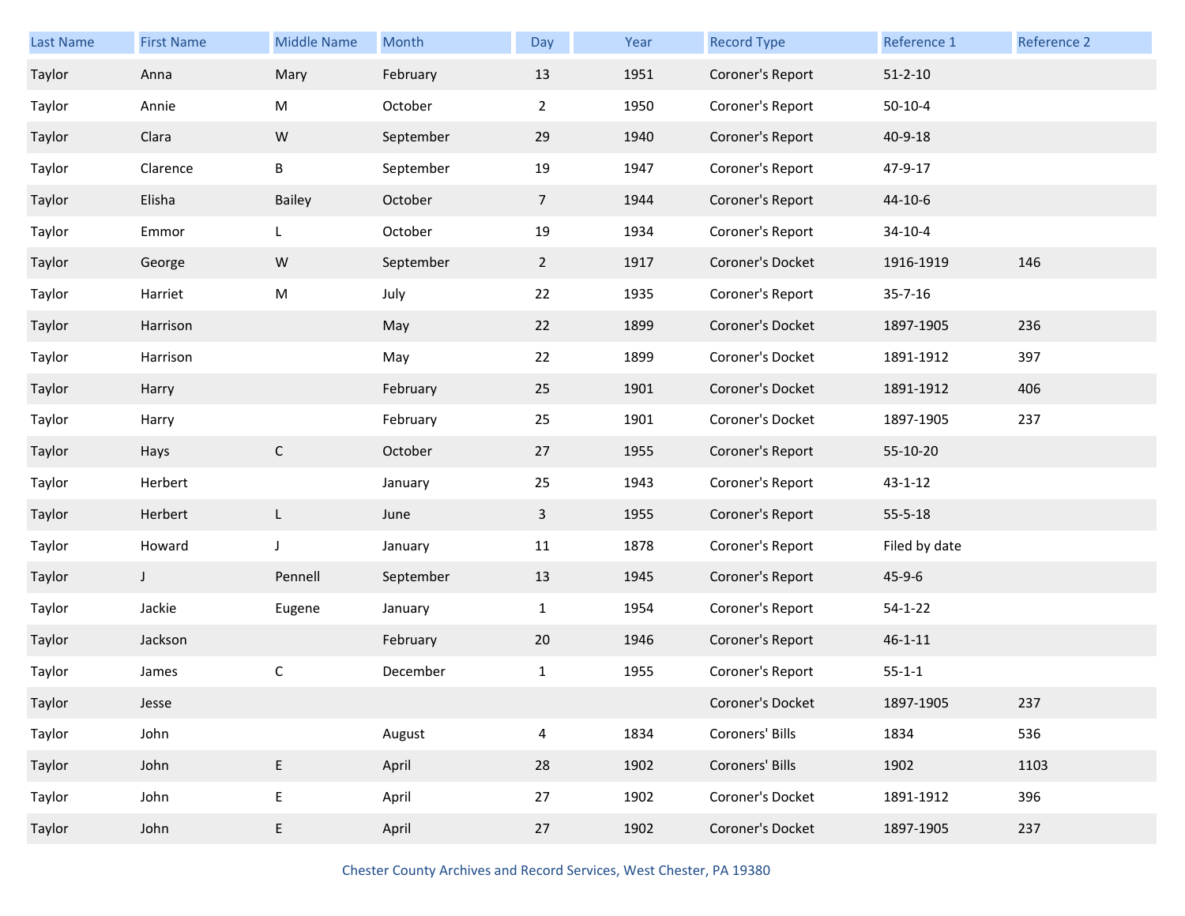| Last Name | First Name | Middle Name | Month | Day | Year | Record Type | Reference 1 | Reference 2 |
|---|---|---|---|---|---|---|---|---|
| Taylor | Anna | Mary | February | 13 | 1951 | Coroner's Report | 51-2-10 | |
| Taylor | Annie | M | October | 2 | 1950 | Coroner's Report | 50-10-4 | |
| Taylor | Clara | W | September | 29 | 1940 | Coroner's Report | 40-9-18 | |
| Taylor | Clarence | B | September | 19 | 1947 | Coroner's Report | 47-9-17 | |
| Taylor | Elisha | Bailey | October | 7 | 1944 | Coroner's Report | 44-10-6 | |
| Taylor | Emmor | L | October | 19 | 1934 | Coroner's Report | 34-10-4 | |
| Taylor | George | W | September | 2 | 1917 | Coroner's Docket | 1916-1919 | 146 |
| Taylor | Harriet | M | July | 22 | 1935 | Coroner's Report | 35-7-16 | |
| Taylor | Harrison | | May | 22 | 1899 | Coroner's Docket | 1897-1905 | 236 |
| Taylor | Harrison | | May | 22 | 1899 | Coroner's Docket | 1891-1912 | 397 |
| Taylor | Harry | | February | 25 | 1901 | Coroner's Docket | 1891-1912 | 406 |
| Taylor | Harry | | February | 25 | 1901 | Coroner's Docket | 1897-1905 | 237 |
| Taylor | Hays | C | October | 27 | 1955 | Coroner's Report | 55-10-20 | |
| Taylor | Herbert | | January | 25 | 1943 | Coroner's Report | 43-1-12 | |
| Taylor | Herbert | L | June | 3 | 1955 | Coroner's Report | 55-5-18 | |
| Taylor | Howard | J | January | 11 | 1878 | Coroner's Report | Filed by date | |
| Taylor | J | Pennell | September | 13 | 1945 | Coroner's Report | 45-9-6 | |
| Taylor | Jackie | Eugene | January | 1 | 1954 | Coroner's Report | 54-1-22 | |
| Taylor | Jackson | | February | 20 | 1946 | Coroner's Report | 46-1-11 | |
| Taylor | James | C | December | 1 | 1955 | Coroner's Report | 55-1-1 | |
| Taylor | Jesse | | | | | Coroner's Docket | 1897-1905 | 237 |
| Taylor | John | | August | 4 | 1834 | Coroners' Bills | 1834 | 536 |
| Taylor | John | E | April | 28 | 1902 | Coroners' Bills | 1902 | 1103 |
| Taylor | John | E | April | 27 | 1902 | Coroner's Docket | 1891-1912 | 396 |
| Taylor | John | E | April | 27 | 1902 | Coroner's Docket | 1897-1905 | 237 |

Chester County Archives and Record Services, West Chester, PA 19380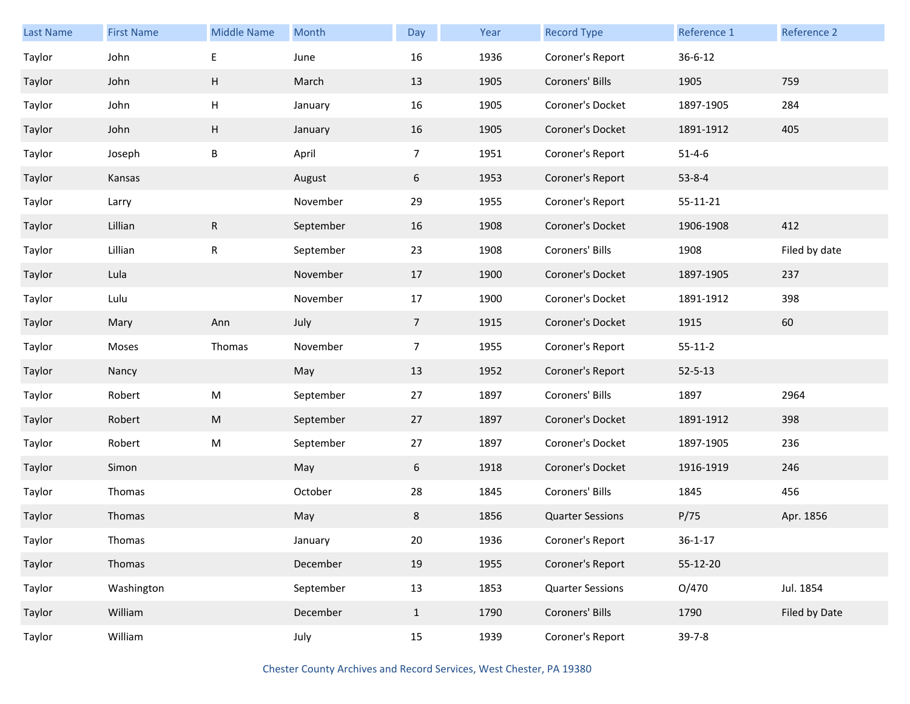| Last Name | First Name | Middle Name | Month | Day | Year | Record Type | Reference 1 | Reference 2 |
|---|---|---|---|---|---|---|---|---|
| Taylor | John | E | June | 16 | 1936 | Coroner's Report | 36-6-12 | |
| Taylor | John | H | March | 13 | 1905 | Coroners' Bills | 1905 | 759 |
| Taylor | John | H | January | 16 | 1905 | Coroner's Docket | 1897-1905 | 284 |
| Taylor | John | H | January | 16 | 1905 | Coroner's Docket | 1891-1912 | 405 |
| Taylor | Joseph | B | April | 7 | 1951 | Coroner's Report | 51-4-6 | |
| Taylor | Kansas | | August | 6 | 1953 | Coroner's Report | 53-8-4 | |
| Taylor | Larry | | November | 29 | 1955 | Coroner's Report | 55-11-21 | |
| Taylor | Lillian | R | September | 16 | 1908 | Coroner's Docket | 1906-1908 | 412 |
| Taylor | Lillian | R | September | 23 | 1908 | Coroners' Bills | 1908 | Filed by date |
| Taylor | Lula | | November | 17 | 1900 | Coroner's Docket | 1897-1905 | 237 |
| Taylor | Lulu | | November | 17 | 1900 | Coroner's Docket | 1891-1912 | 398 |
| Taylor | Mary | Ann | July | 7 | 1915 | Coroner's Docket | 1915 | 60 |
| Taylor | Moses | Thomas | November | 7 | 1955 | Coroner's Report | 55-11-2 | |
| Taylor | Nancy | | May | 13 | 1952 | Coroner's Report | 52-5-13 | |
| Taylor | Robert | M | September | 27 | 1897 | Coroners' Bills | 1897 | 2964 |
| Taylor | Robert | M | September | 27 | 1897 | Coroner's Docket | 1891-1912 | 398 |
| Taylor | Robert | M | September | 27 | 1897 | Coroner's Docket | 1897-1905 | 236 |
| Taylor | Simon | | May | 6 | 1918 | Coroner's Docket | 1916-1919 | 246 |
| Taylor | Thomas | | October | 28 | 1845 | Coroners' Bills | 1845 | 456 |
| Taylor | Thomas | | May | 8 | 1856 | Quarter Sessions | P/75 | Apr. 1856 |
| Taylor | Thomas | | January | 20 | 1936 | Coroner's Report | 36-1-17 | |
| Taylor | Thomas | | December | 19 | 1955 | Coroner's Report | 55-12-20 | |
| Taylor | Washington | | September | 13 | 1853 | Quarter Sessions | O/470 | Jul. 1854 |
| Taylor | William | | December | 1 | 1790 | Coroners' Bills | 1790 | Filed by Date |
| Taylor | William | | July | 15 | 1939 | Coroner's Report | 39-7-8 | |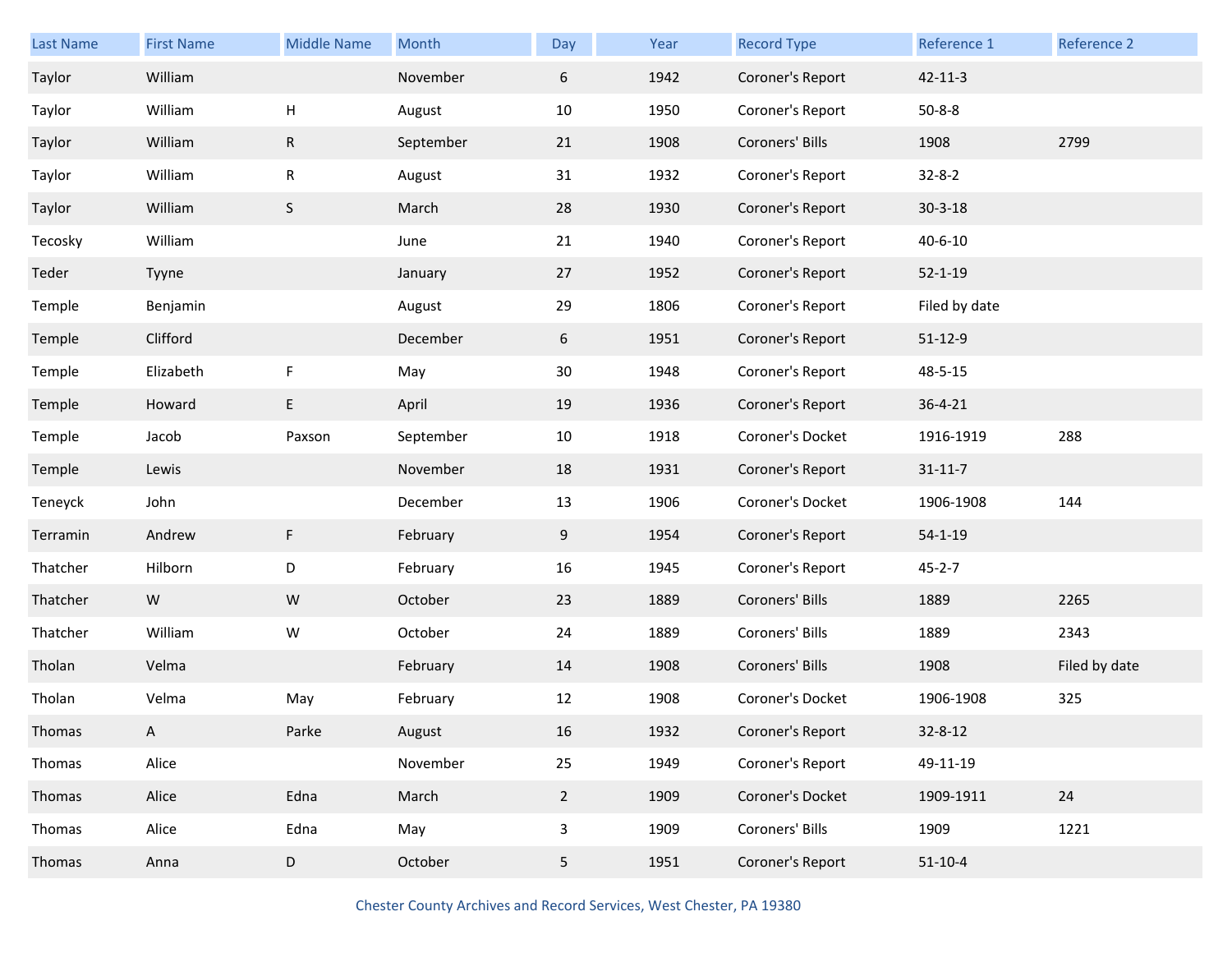| Last Name | First Name | Middle Name | Month | Day | Year | Record Type | Reference 1 | Reference 2 |
|---|---|---|---|---|---|---|---|---|
| Taylor | William | | November | 6 | 1942 | Coroner's Report | 42-11-3 | |
| Taylor | William | H | August | 10 | 1950 | Coroner's Report | 50-8-8 | |
| Taylor | William | R | September | 21 | 1908 | Coroners' Bills | 1908 | 2799 |
| Taylor | William | R | August | 31 | 1932 | Coroner's Report | 32-8-2 | |
| Taylor | William | S | March | 28 | 1930 | Coroner's Report | 30-3-18 | |
| Tecosky | William | | June | 21 | 1940 | Coroner's Report | 40-6-10 | |
| Teder | Tyyne | | January | 27 | 1952 | Coroner's Report | 52-1-19 | |
| Temple | Benjamin | | August | 29 | 1806 | Coroner's Report | Filed by date | |
| Temple | Clifford | | December | 6 | 1951 | Coroner's Report | 51-12-9 | |
| Temple | Elizabeth | F | May | 30 | 1948 | Coroner's Report | 48-5-15 | |
| Temple | Howard | E | April | 19 | 1936 | Coroner's Report | 36-4-21 | |
| Temple | Jacob | Paxson | September | 10 | 1918 | Coroner's Docket | 1916-1919 | 288 |
| Temple | Lewis | | November | 18 | 1931 | Coroner's Report | 31-11-7 | |
| Teneyck | John | | December | 13 | 1906 | Coroner's Docket | 1906-1908 | 144 |
| Terramin | Andrew | F | February | 9 | 1954 | Coroner's Report | 54-1-19 | |
| Thatcher | Hilborn | D | February | 16 | 1945 | Coroner's Report | 45-2-7 | |
| Thatcher | W | W | October | 23 | 1889 | Coroners' Bills | 1889 | 2265 |
| Thatcher | William | W | October | 24 | 1889 | Coroners' Bills | 1889 | 2343 |
| Tholan | Velma | | February | 14 | 1908 | Coroners' Bills | 1908 | Filed by date |
| Tholan | Velma | May | February | 12 | 1908 | Coroner's Docket | 1906-1908 | 325 |
| Thomas | A | Parke | August | 16 | 1932 | Coroner's Report | 32-8-12 | |
| Thomas | Alice | | November | 25 | 1949 | Coroner's Report | 49-11-19 | |
| Thomas | Alice | Edna | March | 2 | 1909 | Coroner's Docket | 1909-1911 | 24 |
| Thomas | Alice | Edna | May | 3 | 1909 | Coroners' Bills | 1909 | 1221 |
| Thomas | Anna | D | October | 5 | 1951 | Coroner's Report | 51-10-4 | |

Chester County Archives and Record Services, West Chester, PA 19380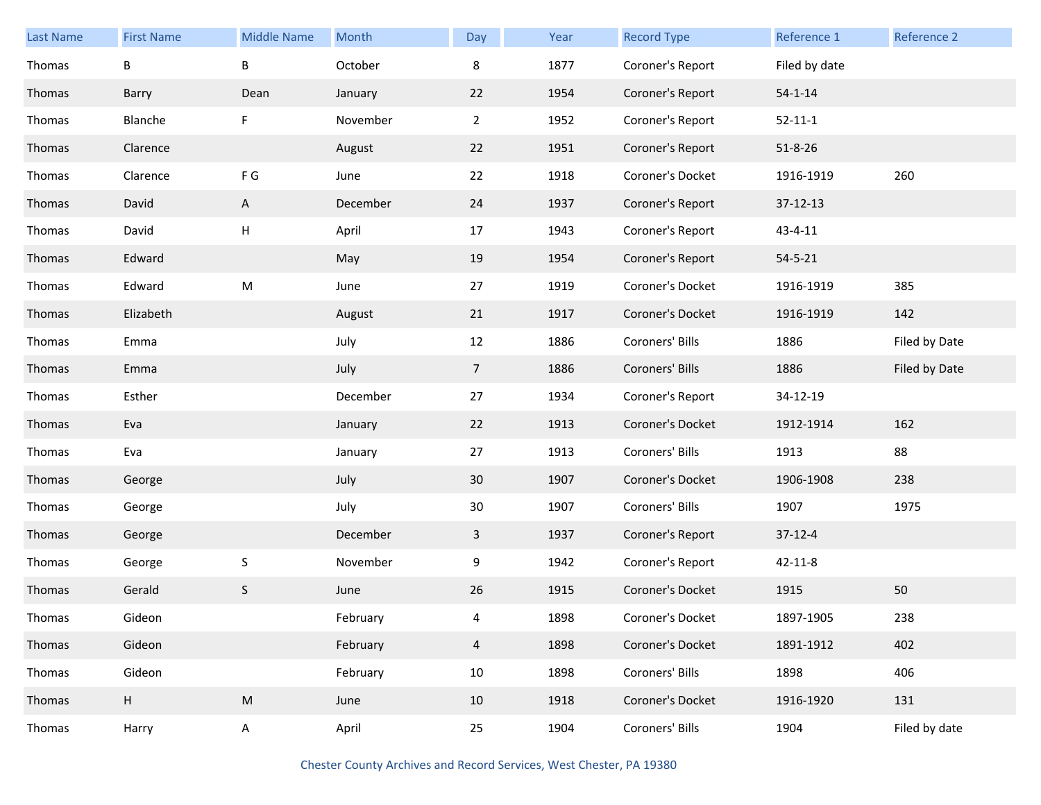| Last Name | First Name | Middle Name | Month | Day | Year | Record Type | Reference 1 | Reference 2 |
|---|---|---|---|---|---|---|---|---|
| Thomas | B | B | October | 8 | 1877 | Coroner's Report | Filed by date | |
| Thomas | Barry | Dean | January | 22 | 1954 | Coroner's Report | 54-1-14 | |
| Thomas | Blanche | F | November | 2 | 1952 | Coroner's Report | 52-11-1 | |
| Thomas | Clarence | | August | 22 | 1951 | Coroner's Report | 51-8-26 | |
| Thomas | Clarence | F G | June | 22 | 1918 | Coroner's Docket | 1916-1919 | 260 |
| Thomas | David | A | December | 24 | 1937 | Coroner's Report | 37-12-13 | |
| Thomas | David | H | April | 17 | 1943 | Coroner's Report | 43-4-11 | |
| Thomas | Edward | | May | 19 | 1954 | Coroner's Report | 54-5-21 | |
| Thomas | Edward | M | June | 27 | 1919 | Coroner's Docket | 1916-1919 | 385 |
| Thomas | Elizabeth | | August | 21 | 1917 | Coroner's Docket | 1916-1919 | 142 |
| Thomas | Emma | | July | 12 | 1886 | Coroners' Bills | 1886 | Filed by Date |
| Thomas | Emma | | July | 7 | 1886 | Coroners' Bills | 1886 | Filed by Date |
| Thomas | Esther | | December | 27 | 1934 | Coroner's Report | 34-12-19 | |
| Thomas | Eva | | January | 22 | 1913 | Coroner's Docket | 1912-1914 | 162 |
| Thomas | Eva | | January | 27 | 1913 | Coroners' Bills | 1913 | 88 |
| Thomas | George | | July | 30 | 1907 | Coroner's Docket | 1906-1908 | 238 |
| Thomas | George | | July | 30 | 1907 | Coroners' Bills | 1907 | 1975 |
| Thomas | George | | December | 3 | 1937 | Coroner's Report | 37-12-4 | |
| Thomas | George | S | November | 9 | 1942 | Coroner's Report | 42-11-8 | |
| Thomas | Gerald | S | June | 26 | 1915 | Coroner's Docket | 1915 | 50 |
| Thomas | Gideon | | February | 4 | 1898 | Coroner's Docket | 1897-1905 | 238 |
| Thomas | Gideon | | February | 4 | 1898 | Coroner's Docket | 1891-1912 | 402 |
| Thomas | Gideon | | February | 10 | 1898 | Coroners' Bills | 1898 | 406 |
| Thomas | H | M | June | 10 | 1918 | Coroner's Docket | 1916-1920 | 131 |
| Thomas | Harry | A | April | 25 | 1904 | Coroners' Bills | 1904 | Filed by date |

Chester County Archives and Record Services, West Chester, PA 19380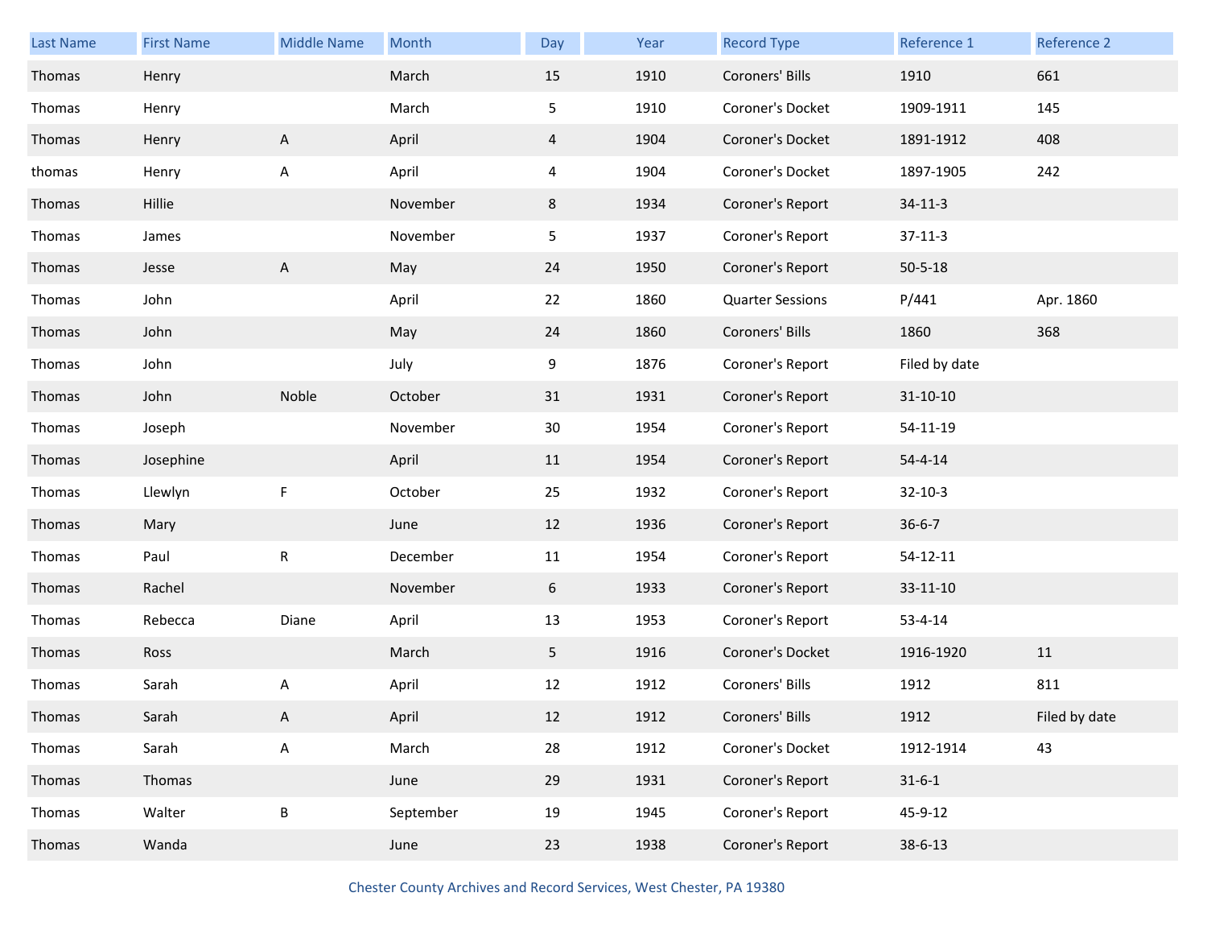| Last Name | First Name | Middle Name | Month | Day | Year | Record Type | Reference 1 | Reference 2 |
|---|---|---|---|---|---|---|---|---|
| Thomas | Henry | | March | 15 | 1910 | Coroners' Bills | 1910 | 661 |
| Thomas | Henry | | March | 5 | 1910 | Coroner's Docket | 1909-1911 | 145 |
| Thomas | Henry | A | April | 4 | 1904 | Coroner's Docket | 1891-1912 | 408 |
| thomas | Henry | A | April | 4 | 1904 | Coroner's Docket | 1897-1905 | 242 |
| Thomas | Hillie | | November | 8 | 1934 | Coroner's Report | 34-11-3 | |
| Thomas | James | | November | 5 | 1937 | Coroner's Report | 37-11-3 | |
| Thomas | Jesse | A | May | 24 | 1950 | Coroner's Report | 50-5-18 | |
| Thomas | John | | April | 22 | 1860 | Quarter Sessions | P/441 | Apr. 1860 |
| Thomas | John | | May | 24 | 1860 | Coroners' Bills | 1860 | 368 |
| Thomas | John | | July | 9 | 1876 | Coroner's Report | Filed by date | |
| Thomas | John | Noble | October | 31 | 1931 | Coroner's Report | 31-10-10 | |
| Thomas | Joseph | | November | 30 | 1954 | Coroner's Report | 54-11-19 | |
| Thomas | Josephine | | April | 11 | 1954 | Coroner's Report | 54-4-14 | |
| Thomas | Llewlyn | F | October | 25 | 1932 | Coroner's Report | 32-10-3 | |
| Thomas | Mary | | June | 12 | 1936 | Coroner's Report | 36-6-7 | |
| Thomas | Paul | R | December | 11 | 1954 | Coroner's Report | 54-12-11 | |
| Thomas | Rachel | | November | 6 | 1933 | Coroner's Report | 33-11-10 | |
| Thomas | Rebecca | Diane | April | 13 | 1953 | Coroner's Report | 53-4-14 | |
| Thomas | Ross | | March | 5 | 1916 | Coroner's Docket | 1916-1920 | 11 |
| Thomas | Sarah | A | April | 12 | 1912 | Coroners' Bills | 1912 | 811 |
| Thomas | Sarah | A | April | 12 | 1912 | Coroners' Bills | 1912 | Filed by date |
| Thomas | Sarah | A | March | 28 | 1912 | Coroner's Docket | 1912-1914 | 43 |
| Thomas | Thomas | | June | 29 | 1931 | Coroner's Report | 31-6-1 | |
| Thomas | Walter | B | September | 19 | 1945 | Coroner's Report | 45-9-12 | |
| Thomas | Wanda | | June | 23 | 1938 | Coroner's Report | 38-6-13 | |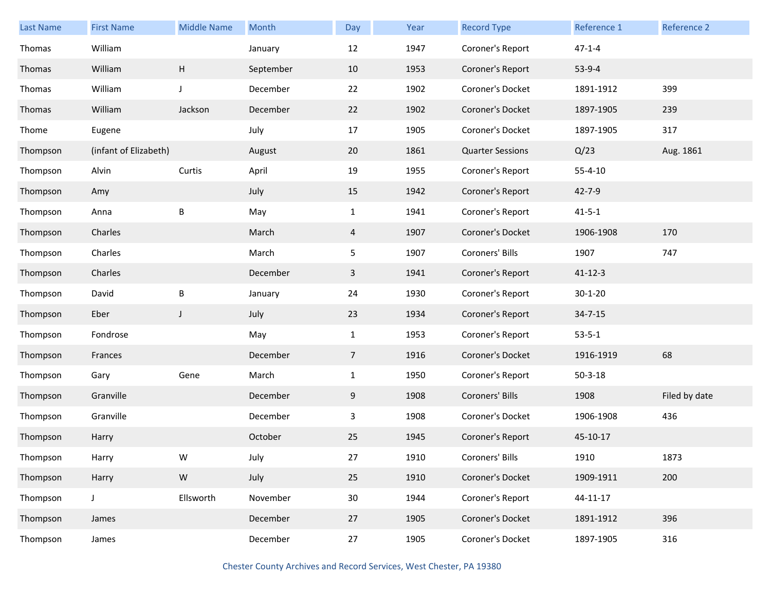| Last Name | First Name | Middle Name | Month | Day | Year | Record Type | Reference 1 | Reference 2 |
|---|---|---|---|---|---|---|---|---|
| Thomas | William | | January | 12 | 1947 | Coroner's Report | 47-1-4 | |
| Thomas | William | H | September | 10 | 1953 | Coroner's Report | 53-9-4 | |
| Thomas | William | J | December | 22 | 1902 | Coroner's Docket | 1891-1912 | 399 |
| Thomas | William | Jackson | December | 22 | 1902 | Coroner's Docket | 1897-1905 | 239 |
| Thome | Eugene | | July | 17 | 1905 | Coroner's Docket | 1897-1905 | 317 |
| Thompson | (infant of Elizabeth) | | August | 20 | 1861 | Quarter Sessions | Q/23 | Aug. 1861 |
| Thompson | Alvin | Curtis | April | 19 | 1955 | Coroner's Report | 55-4-10 | |
| Thompson | Amy | | July | 15 | 1942 | Coroner's Report | 42-7-9 | |
| Thompson | Anna | B | May | 1 | 1941 | Coroner's Report | 41-5-1 | |
| Thompson | Charles | | March | 4 | 1907 | Coroner's Docket | 1906-1908 | 170 |
| Thompson | Charles | | March | 5 | 1907 | Coroners' Bills | 1907 | 747 |
| Thompson | Charles | | December | 3 | 1941 | Coroner's Report | 41-12-3 | |
| Thompson | David | B | January | 24 | 1930 | Coroner's Report | 30-1-20 | |
| Thompson | Eber | J | July | 23 | 1934 | Coroner's Report | 34-7-15 | |
| Thompson | Fondrose | | May | 1 | 1953 | Coroner's Report | 53-5-1 | |
| Thompson | Frances | | December | 7 | 1916 | Coroner's Docket | 1916-1919 | 68 |
| Thompson | Gary | Gene | March | 1 | 1950 | Coroner's Report | 50-3-18 | |
| Thompson | Granville | | December | 9 | 1908 | Coroners' Bills | 1908 | Filed by date |
| Thompson | Granville | | December | 3 | 1908 | Coroner's Docket | 1906-1908 | 436 |
| Thompson | Harry | | October | 25 | 1945 | Coroner's Report | 45-10-17 | |
| Thompson | Harry | W | July | 27 | 1910 | Coroners' Bills | 1910 | 1873 |
| Thompson | Harry | W | July | 25 | 1910 | Coroner's Docket | 1909-1911 | 200 |
| Thompson | J | Ellsworth | November | 30 | 1944 | Coroner's Report | 44-11-17 | |
| Thompson | James | | December | 27 | 1905 | Coroner's Docket | 1891-1912 | 396 |
| Thompson | James | | December | 27 | 1905 | Coroner's Docket | 1897-1905 | 316 |

Chester County Archives and Record Services, West Chester, PA 19380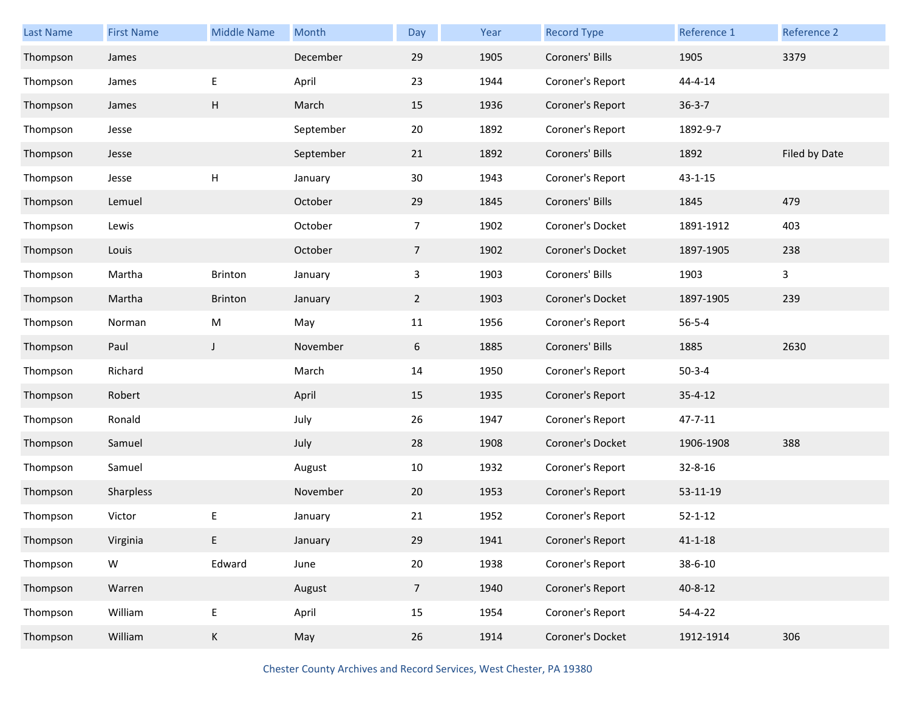| Last Name | First Name | Middle Name | Month | Day | Year | Record Type | Reference 1 | Reference 2 |
|---|---|---|---|---|---|---|---|---|
| Thompson | James | | December | 29 | 1905 | Coroners' Bills | 1905 | 3379 |
| Thompson | James | E | April | 23 | 1944 | Coroner's Report | 44-4-14 | |
| Thompson | James | H | March | 15 | 1936 | Coroner's Report | 36-3-7 | |
| Thompson | Jesse | | September | 20 | 1892 | Coroner's Report | 1892-9-7 | |
| Thompson | Jesse | | September | 21 | 1892 | Coroners' Bills | 1892 | Filed by Date |
| Thompson | Jesse | H | January | 30 | 1943 | Coroner's Report | 43-1-15 | |
| Thompson | Lemuel | | October | 29 | 1845 | Coroners' Bills | 1845 | 479 |
| Thompson | Lewis | | October | 7 | 1902 | Coroner's Docket | 1891-1912 | 403 |
| Thompson | Louis | | October | 7 | 1902 | Coroner's Docket | 1897-1905 | 238 |
| Thompson | Martha | Brinton | January | 3 | 1903 | Coroners' Bills | 1903 | 3 |
| Thompson | Martha | Brinton | January | 2 | 1903 | Coroner's Docket | 1897-1905 | 239 |
| Thompson | Norman | M | May | 11 | 1956 | Coroner's Report | 56-5-4 | |
| Thompson | Paul | J | November | 6 | 1885 | Coroners' Bills | 1885 | 2630 |
| Thompson | Richard | | March | 14 | 1950 | Coroner's Report | 50-3-4 | |
| Thompson | Robert | | April | 15 | 1935 | Coroner's Report | 35-4-12 | |
| Thompson | Ronald | | July | 26 | 1947 | Coroner's Report | 47-7-11 | |
| Thompson | Samuel | | July | 28 | 1908 | Coroner's Docket | 1906-1908 | 388 |
| Thompson | Samuel | | August | 10 | 1932 | Coroner's Report | 32-8-16 | |
| Thompson | Sharpless | | November | 20 | 1953 | Coroner's Report | 53-11-19 | |
| Thompson | Victor | E | January | 21 | 1952 | Coroner's Report | 52-1-12 | |
| Thompson | Virginia | E | January | 29 | 1941 | Coroner's Report | 41-1-18 | |
| Thompson | W | Edward | June | 20 | 1938 | Coroner's Report | 38-6-10 | |
| Thompson | Warren | | August | 7 | 1940 | Coroner's Report | 40-8-12 | |
| Thompson | William | E | April | 15 | 1954 | Coroner's Report | 54-4-22 | |
| Thompson | William | K | May | 26 | 1914 | Coroner's Docket | 1912-1914 | 306 |

Chester County Archives and Record Services, West Chester, PA 19380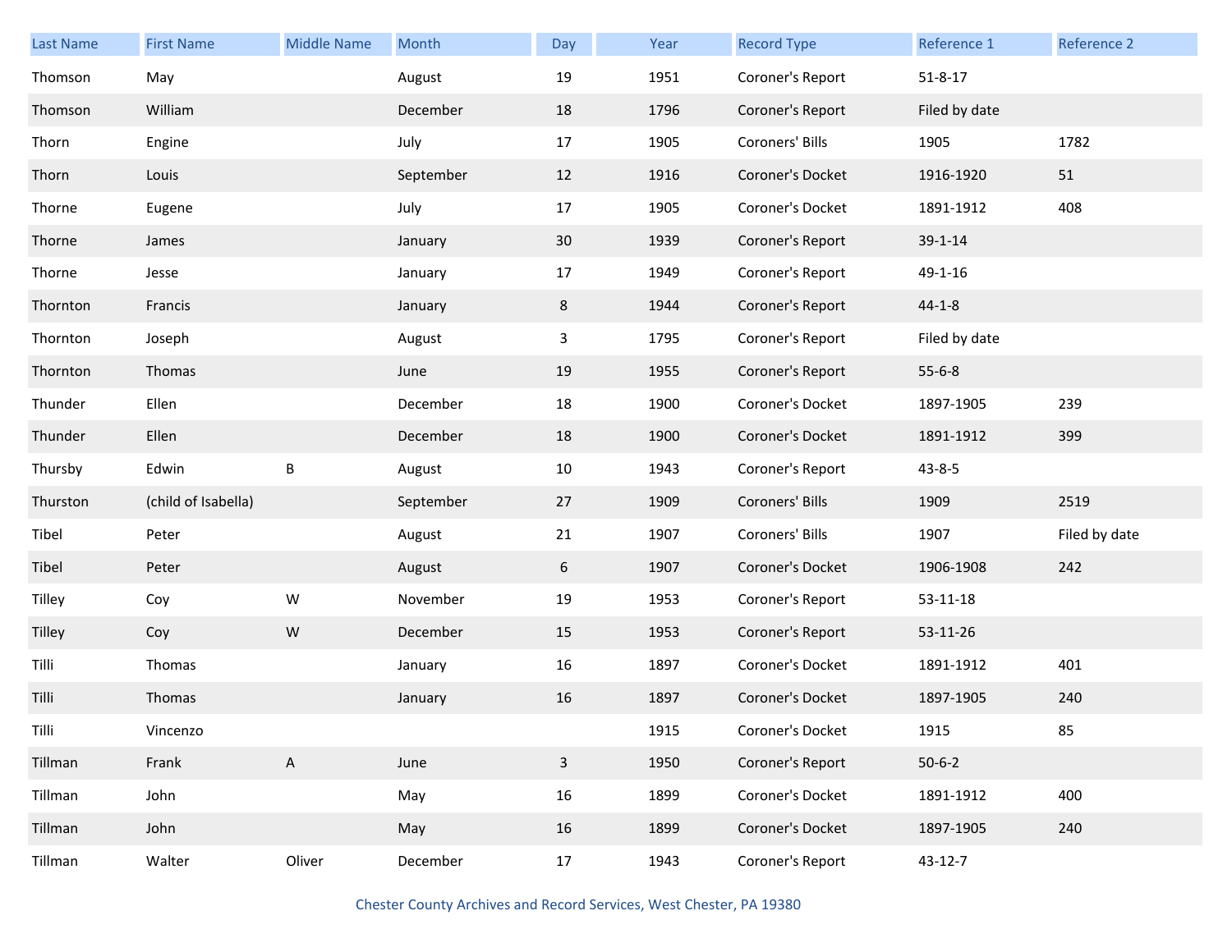| Last Name | First Name | Middle Name | Month | Day | Year | Record Type | Reference 1 | Reference 2 |
|---|---|---|---|---|---|---|---|---|
| Thomson | May | | August | 19 | 1951 | Coroner's Report | 51-8-17 | |
| Thomson | William | | December | 18 | 1796 | Coroner's Report | Filed by date | |
| Thorn | Engine | | July | 17 | 1905 | Coroners' Bills | 1905 | 1782 |
| Thorn | Louis | | September | 12 | 1916 | Coroner's Docket | 1916-1920 | 51 |
| Thorne | Eugene | | July | 17 | 1905 | Coroner's Docket | 1891-1912 | 408 |
| Thorne | James | | January | 30 | 1939 | Coroner's Report | 39-1-14 | |
| Thorne | Jesse | | January | 17 | 1949 | Coroner's Report | 49-1-16 | |
| Thornton | Francis | | January | 8 | 1944 | Coroner's Report | 44-1-8 | |
| Thornton | Joseph | | August | 3 | 1795 | Coroner's Report | Filed by date | |
| Thornton | Thomas | | June | 19 | 1955 | Coroner's Report | 55-6-8 | |
| Thunder | Ellen | | December | 18 | 1900 | Coroner's Docket | 1897-1905 | 239 |
| Thunder | Ellen | | December | 18 | 1900 | Coroner's Docket | 1891-1912 | 399 |
| Thursby | Edwin | B | August | 10 | 1943 | Coroner's Report | 43-8-5 | |
| Thurston | (child of Isabella) | | September | 27 | 1909 | Coroners' Bills | 1909 | 2519 |
| Tibel | Peter | | August | 21 | 1907 | Coroners' Bills | 1907 | Filed by date |
| Tibel | Peter | | August | 6 | 1907 | Coroner's Docket | 1906-1908 | 242 |
| Tilley | Coy | W | November | 19 | 1953 | Coroner's Report | 53-11-18 | |
| Tilley | Coy | W | December | 15 | 1953 | Coroner's Report | 53-11-26 | |
| Tilli | Thomas | | January | 16 | 1897 | Coroner's Docket | 1891-1912 | 401 |
| Tilli | Thomas | | January | 16 | 1897 | Coroner's Docket | 1897-1905 | 240 |
| Tilli | Vincenzo | | | | 1915 | Coroner's Docket | 1915 | 85 |
| Tillman | Frank | A | June | 3 | 1950 | Coroner's Report | 50-6-2 | |
| Tillman | John | | May | 16 | 1899 | Coroner's Docket | 1891-1912 | 400 |
| Tillman | John | | May | 16 | 1899 | Coroner's Docket | 1897-1905 | 240 |
| Tillman | Walter | Oliver | December | 17 | 1943 | Coroner's Report | 43-12-7 | |

Chester County Archives and Record Services, West Chester, PA 19380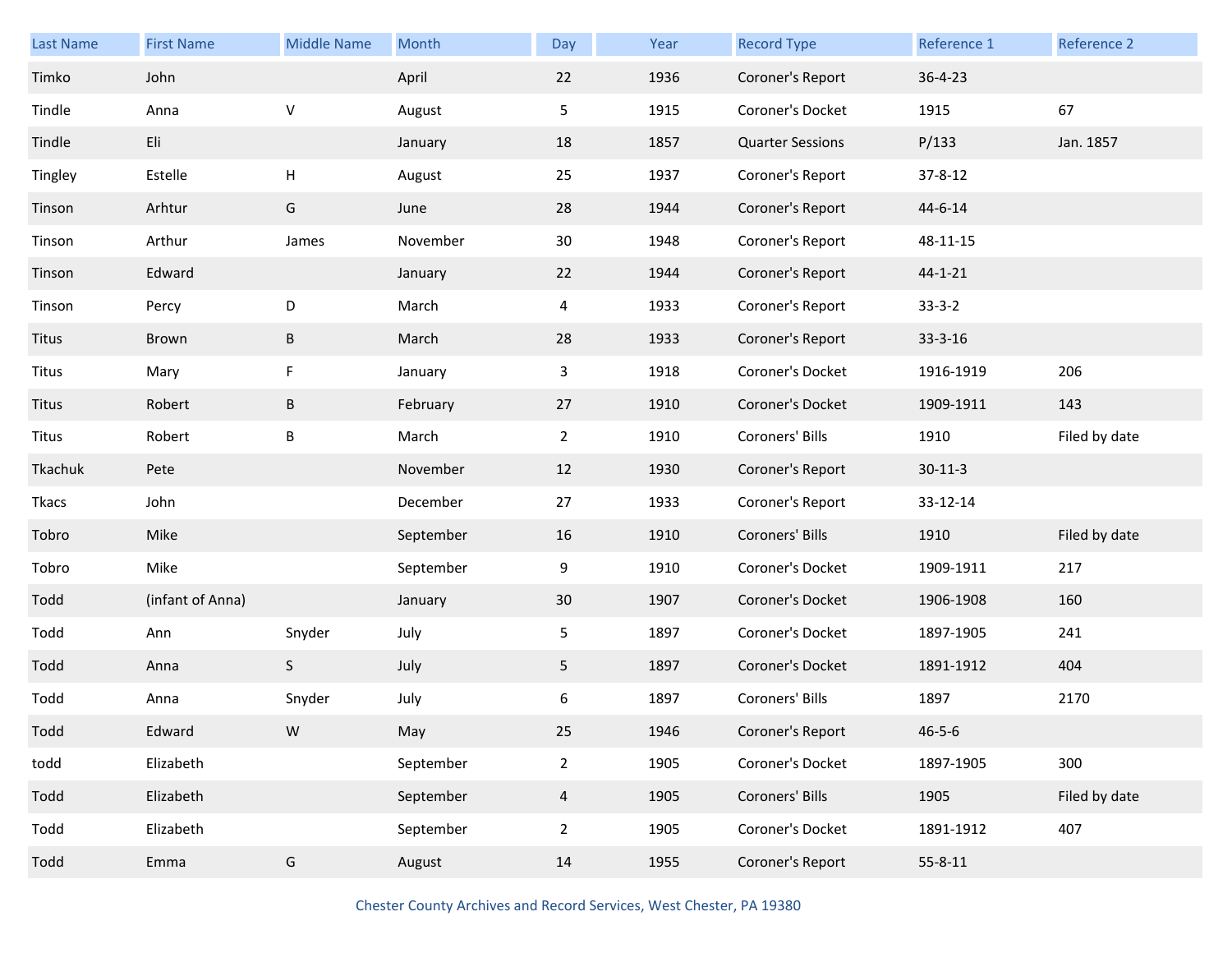| Last Name | First Name | Middle Name | Month | Day | Year | Record Type | Reference 1 | Reference 2 |
|---|---|---|---|---|---|---|---|---|
| Timko | John | | April | 22 | 1936 | Coroner's Report | 36-4-23 | |
| Tindle | Anna | V | August | 5 | 1915 | Coroner's Docket | 1915 | 67 |
| Tindle | Eli | | January | 18 | 1857 | Quarter Sessions | P/133 | Jan. 1857 |
| Tingley | Estelle | H | August | 25 | 1937 | Coroner's Report | 37-8-12 | |
| Tinson | Arhtur | G | June | 28 | 1944 | Coroner's Report | 44-6-14 | |
| Tinson | Arthur | James | November | 30 | 1948 | Coroner's Report | 48-11-15 | |
| Tinson | Edward | | January | 22 | 1944 | Coroner's Report | 44-1-21 | |
| Tinson | Percy | D | March | 4 | 1933 | Coroner's Report | 33-3-2 | |
| Titus | Brown | B | March | 28 | 1933 | Coroner's Report | 33-3-16 | |
| Titus | Mary | F | January | 3 | 1918 | Coroner's Docket | 1916-1919 | 206 |
| Titus | Robert | B | February | 27 | 1910 | Coroner's Docket | 1909-1911 | 143 |
| Titus | Robert | B | March | 2 | 1910 | Coroners' Bills | 1910 | Filed by date |
| Tkachuk | Pete | | November | 12 | 1930 | Coroner's Report | 30-11-3 | |
| Tkacs | John | | December | 27 | 1933 | Coroner's Report | 33-12-14 | |
| Tobro | Mike | | September | 16 | 1910 | Coroners' Bills | 1910 | Filed by date |
| Tobro | Mike | | September | 9 | 1910 | Coroner's Docket | 1909-1911 | 217 |
| Todd | (infant of Anna) | | January | 30 | 1907 | Coroner's Docket | 1906-1908 | 160 |
| Todd | Ann | Snyder | July | 5 | 1897 | Coroner's Docket | 1897-1905 | 241 |
| Todd | Anna | S | July | 5 | 1897 | Coroner's Docket | 1891-1912 | 404 |
| Todd | Anna | Snyder | July | 6 | 1897 | Coroners' Bills | 1897 | 2170 |
| Todd | Edward | W | May | 25 | 1946 | Coroner's Report | 46-5-6 | |
| todd | Elizabeth | | September | 2 | 1905 | Coroner's Docket | 1897-1905 | 300 |
| Todd | Elizabeth | | September | 4 | 1905 | Coroners' Bills | 1905 | Filed by date |
| Todd | Elizabeth | | September | 2 | 1905 | Coroner's Docket | 1891-1912 | 407 |
| Todd | Emma | G | August | 14 | 1955 | Coroner's Report | 55-8-11 | |

Chester County Archives and Record Services, West Chester, PA 19380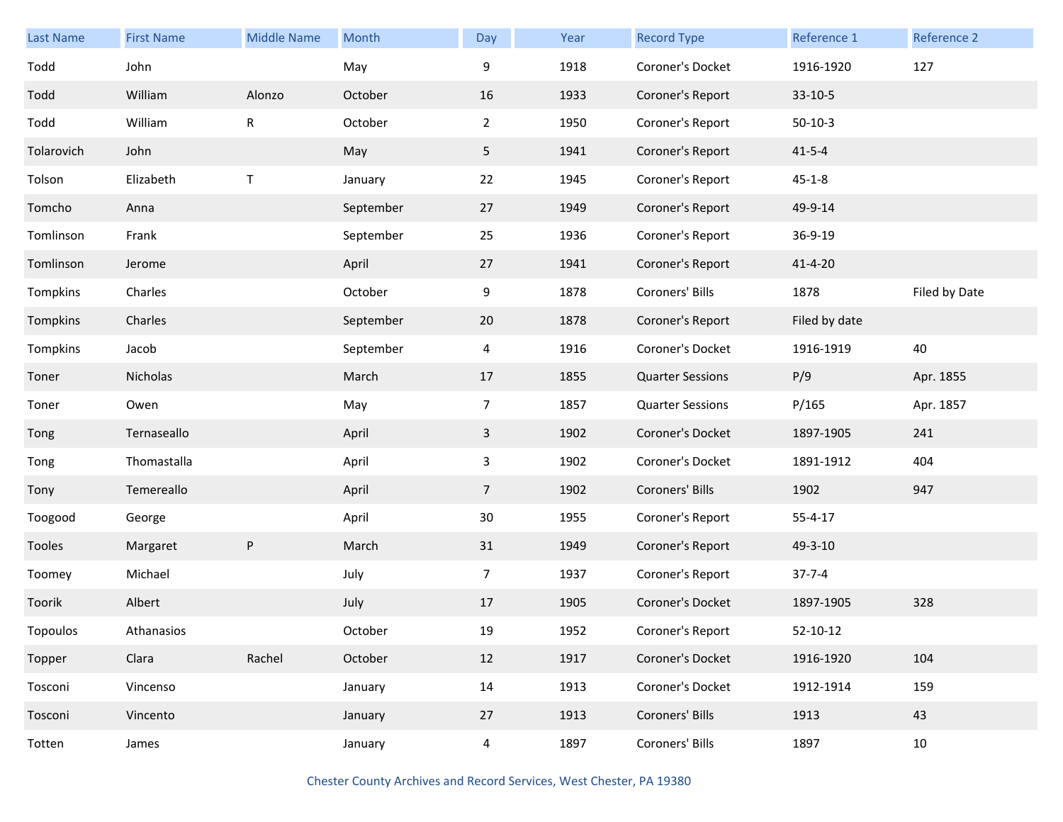| Last Name | First Name | Middle Name | Month | Day | Year | Record Type | Reference 1 | Reference 2 |
|---|---|---|---|---|---|---|---|---|
| Todd | John | | May | 9 | 1918 | Coroner's Docket | 1916-1920 | 127 |
| Todd | William | Alonzo | October | 16 | 1933 | Coroner's Report | 33-10-5 | |
| Todd | William | R | October | 2 | 1950 | Coroner's Report | 50-10-3 | |
| Tolarovich | John | | May | 5 | 1941 | Coroner's Report | 41-5-4 | |
| Tolson | Elizabeth | T | January | 22 | 1945 | Coroner's Report | 45-1-8 | |
| Tomcho | Anna | | September | 27 | 1949 | Coroner's Report | 49-9-14 | |
| Tomlinson | Frank | | September | 25 | 1936 | Coroner's Report | 36-9-19 | |
| Tomlinson | Jerome | | April | 27 | 1941 | Coroner's Report | 41-4-20 | |
| Tompkins | Charles | | October | 9 | 1878 | Coroners' Bills | 1878 | Filed by Date |
| Tompkins | Charles | | September | 20 | 1878 | Coroner's Report | Filed by date | |
| Tompkins | Jacob | | September | 4 | 1916 | Coroner's Docket | 1916-1919 | 40 |
| Toner | Nicholas | | March | 17 | 1855 | Quarter Sessions | P/9 | Apr. 1855 |
| Toner | Owen | | May | 7 | 1857 | Quarter Sessions | P/165 | Apr. 1857 |
| Tong | Ternaseallo | | April | 3 | 1902 | Coroner's Docket | 1897-1905 | 241 |
| Tong | Thomastalla | | April | 3 | 1902 | Coroner's Docket | 1891-1912 | 404 |
| Tony | Temereallo | | April | 7 | 1902 | Coroners' Bills | 1902 | 947 |
| Toogood | George | | April | 30 | 1955 | Coroner's Report | 55-4-17 | |
| Tooles | Margaret | P | March | 31 | 1949 | Coroner's Report | 49-3-10 | |
| Toomey | Michael | | July | 7 | 1937 | Coroner's Report | 37-7-4 | |
| Toorik | Albert | | July | 17 | 1905 | Coroner's Docket | 1897-1905 | 328 |
| Topoulos | Athanasios | | October | 19 | 1952 | Coroner's Report | 52-10-12 | |
| Topper | Clara | Rachel | October | 12 | 1917 | Coroner's Docket | 1916-1920 | 104 |
| Tosconi | Vincenso | | January | 14 | 1913 | Coroner's Docket | 1912-1914 | 159 |
| Tosconi | Vincento | | January | 27 | 1913 | Coroners' Bills | 1913 | 43 |
| Totten | James | | January | 4 | 1897 | Coroners' Bills | 1897 | 10 |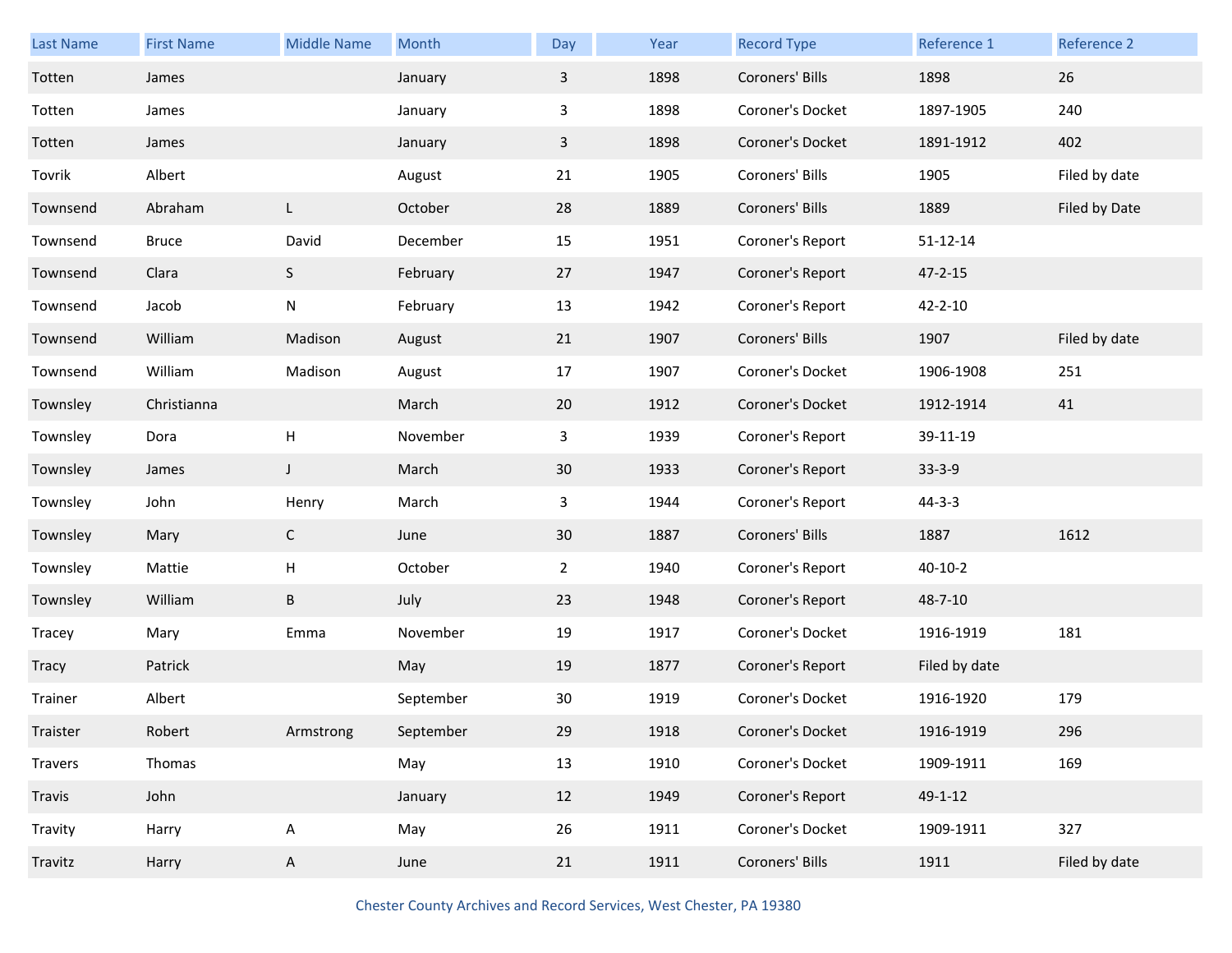| Last Name | First Name | Middle Name | Month | Day | Year | Record Type | Reference 1 | Reference 2 |
|---|---|---|---|---|---|---|---|---|
| Totten | James | | January | 3 | 1898 | Coroners' Bills | 1898 | 26 |
| Totten | James | | January | 3 | 1898 | Coroner's Docket | 1897-1905 | 240 |
| Totten | James | | January | 3 | 1898 | Coroner's Docket | 1891-1912 | 402 |
| Tovrik | Albert | | August | 21 | 1905 | Coroners' Bills | 1905 | Filed by date |
| Townsend | Abraham | L | October | 28 | 1889 | Coroners' Bills | 1889 | Filed by Date |
| Townsend | Bruce | David | December | 15 | 1951 | Coroner's Report | 51-12-14 | |
| Townsend | Clara | S | February | 27 | 1947 | Coroner's Report | 47-2-15 | |
| Townsend | Jacob | N | February | 13 | 1942 | Coroner's Report | 42-2-10 | |
| Townsend | William | Madison | August | 21 | 1907 | Coroners' Bills | 1907 | Filed by date |
| Townsend | William | Madison | August | 17 | 1907 | Coroner's Docket | 1906-1908 | 251 |
| Townsley | Christianna | | March | 20 | 1912 | Coroner's Docket | 1912-1914 | 41 |
| Townsley | Dora | H | November | 3 | 1939 | Coroner's Report | 39-11-19 | |
| Townsley | James | J | March | 30 | 1933 | Coroner's Report | 33-3-9 | |
| Townsley | John | Henry | March | 3 | 1944 | Coroner's Report | 44-3-3 | |
| Townsley | Mary | C | June | 30 | 1887 | Coroners' Bills | 1887 | 1612 |
| Townsley | Mattie | H | October | 2 | 1940 | Coroner's Report | 40-10-2 | |
| Townsley | William | B | July | 23 | 1948 | Coroner's Report | 48-7-10 | |
| Tracey | Mary | Emma | November | 19 | 1917 | Coroner's Docket | 1916-1919 | 181 |
| Tracy | Patrick | | May | 19 | 1877 | Coroner's Report | Filed by date | |
| Trainer | Albert | | September | 30 | 1919 | Coroner's Docket | 1916-1920 | 179 |
| Traister | Robert | Armstrong | September | 29 | 1918 | Coroner's Docket | 1916-1919 | 296 |
| Travers | Thomas | | May | 13 | 1910 | Coroner's Docket | 1909-1911 | 169 |
| Travis | John | | January | 12 | 1949 | Coroner's Report | 49-1-12 | |
| Travity | Harry | A | May | 26 | 1911 | Coroner's Docket | 1909-1911 | 327 |
| Travitz | Harry | A | June | 21 | 1911 | Coroners' Bills | 1911 | Filed by date |

Chester County Archives and Record Services, West Chester, PA 19380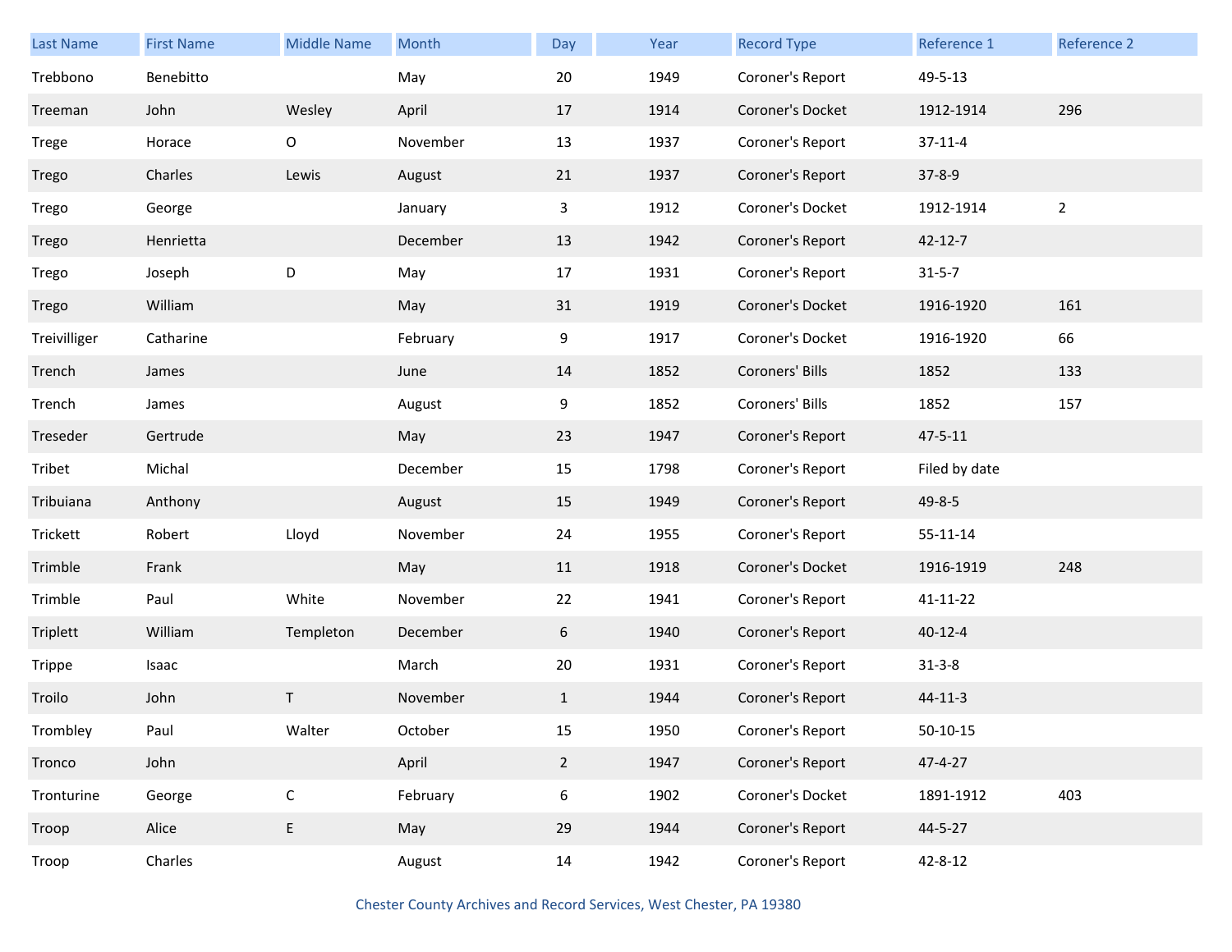| Last Name | First Name | Middle Name | Month | Day | Year | Record Type | Reference 1 | Reference 2 |
|---|---|---|---|---|---|---|---|---|
| Trebbono | Benebitto | | May | 20 | 1949 | Coroner's Report | 49-5-13 | |
| Treeman | John | Wesley | April | 17 | 1914 | Coroner's Docket | 1912-1914 | 296 |
| Trege | Horace | O | November | 13 | 1937 | Coroner's Report | 37-11-4 | |
| Trego | Charles | Lewis | August | 21 | 1937 | Coroner's Report | 37-8-9 | |
| Trego | George | | January | 3 | 1912 | Coroner's Docket | 1912-1914 | 2 |
| Trego | Henrietta | | December | 13 | 1942 | Coroner's Report | 42-12-7 | |
| Trego | Joseph | D | May | 17 | 1931 | Coroner's Report | 31-5-7 | |
| Trego | William | | May | 31 | 1919 | Coroner's Docket | 1916-1920 | 161 |
| Treivilliger | Catharine | | February | 9 | 1917 | Coroner's Docket | 1916-1920 | 66 |
| Trench | James | | June | 14 | 1852 | Coroners' Bills | 1852 | 133 |
| Trench | James | | August | 9 | 1852 | Coroners' Bills | 1852 | 157 |
| Treseder | Gertrude | | May | 23 | 1947 | Coroner's Report | 47-5-11 | |
| Tribet | Michal | | December | 15 | 1798 | Coroner's Report | Filed by date | |
| Tribuiana | Anthony | | August | 15 | 1949 | Coroner's Report | 49-8-5 | |
| Trickett | Robert | Lloyd | November | 24 | 1955 | Coroner's Report | 55-11-14 | |
| Trimble | Frank | | May | 11 | 1918 | Coroner's Docket | 1916-1919 | 248 |
| Trimble | Paul | White | November | 22 | 1941 | Coroner's Report | 41-11-22 | |
| Triplett | William | Templeton | December | 6 | 1940 | Coroner's Report | 40-12-4 | |
| Trippe | Isaac | | March | 20 | 1931 | Coroner's Report | 31-3-8 | |
| Troilo | John | T | November | 1 | 1944 | Coroner's Report | 44-11-3 | |
| Trombley | Paul | Walter | October | 15 | 1950 | Coroner's Report | 50-10-15 | |
| Tronco | John | | April | 2 | 1947 | Coroner's Report | 47-4-27 | |
| Tronturine | George | C | February | 6 | 1902 | Coroner's Docket | 1891-1912 | 403 |
| Troop | Alice | E | May | 29 | 1944 | Coroner's Report | 44-5-27 | |
| Troop | Charles | | August | 14 | 1942 | Coroner's Report | 42-8-12 | |

Chester County Archives and Record Services, West Chester, PA 19380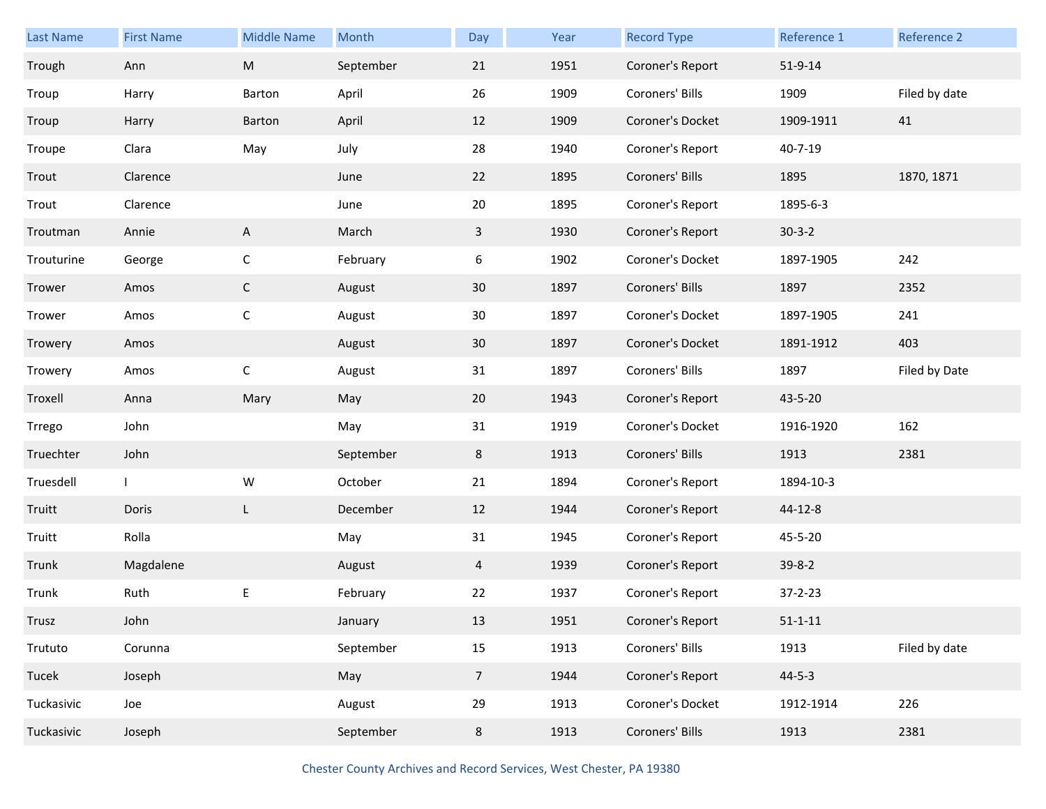| Last Name | First Name | Middle Name | Month | Day | Year | Record Type | Reference 1 | Reference 2 |
|---|---|---|---|---|---|---|---|---|
| Trough | Ann | M | September | 21 | 1951 | Coroner's Report | 51-9-14 | |
| Troup | Harry | Barton | April | 26 | 1909 | Coroners' Bills | 1909 | Filed by date |
| Troup | Harry | Barton | April | 12 | 1909 | Coroner's Docket | 1909-1911 | 41 |
| Troupe | Clara | May | July | 28 | 1940 | Coroner's Report | 40-7-19 | |
| Trout | Clarence | | June | 22 | 1895 | Coroners' Bills | 1895 | 1870, 1871 |
| Trout | Clarence | | June | 20 | 1895 | Coroner's Report | 1895-6-3 | |
| Troutman | Annie | A | March | 3 | 1930 | Coroner's Report | 30-3-2 | |
| Trouturine | George | C | February | 6 | 1902 | Coroner's Docket | 1897-1905 | 242 |
| Trower | Amos | C | August | 30 | 1897 | Coroners' Bills | 1897 | 2352 |
| Trower | Amos | C | August | 30 | 1897 | Coroner's Docket | 1897-1905 | 241 |
| Trowery | Amos | | August | 30 | 1897 | Coroner's Docket | 1891-1912 | 403 |
| Trowery | Amos | C | August | 31 | 1897 | Coroners' Bills | 1897 | Filed by Date |
| Troxell | Anna | Mary | May | 20 | 1943 | Coroner's Report | 43-5-20 | |
| Trrego | John | | May | 31 | 1919 | Coroner's Docket | 1916-1920 | 162 |
| Truechter | John | | September | 8 | 1913 | Coroners' Bills | 1913 | 2381 |
| Truesdell | I | W | October | 21 | 1894 | Coroner's Report | 1894-10-3 | |
| Truitt | Doris | L | December | 12 | 1944 | Coroner's Report | 44-12-8 | |
| Truitt | Rolla | | May | 31 | 1945 | Coroner's Report | 45-5-20 | |
| Trunk | Magdalene | | August | 4 | 1939 | Coroner's Report | 39-8-2 | |
| Trunk | Ruth | E | February | 22 | 1937 | Coroner's Report | 37-2-23 | |
| Trusz | John | | January | 13 | 1951 | Coroner's Report | 51-1-11 | |
| Trututo | Corunna | | September | 15 | 1913 | Coroners' Bills | 1913 | Filed by date |
| Tucek | Joseph | | May | 7 | 1944 | Coroner's Report | 44-5-3 | |
| Tuckasivic | Joe | | August | 29 | 1913 | Coroner's Docket | 1912-1914 | 226 |
| Tuckasivic | Joseph | | September | 8 | 1913 | Coroners' Bills | 1913 | 2381 |

Chester County Archives and Record Services, West Chester, PA 19380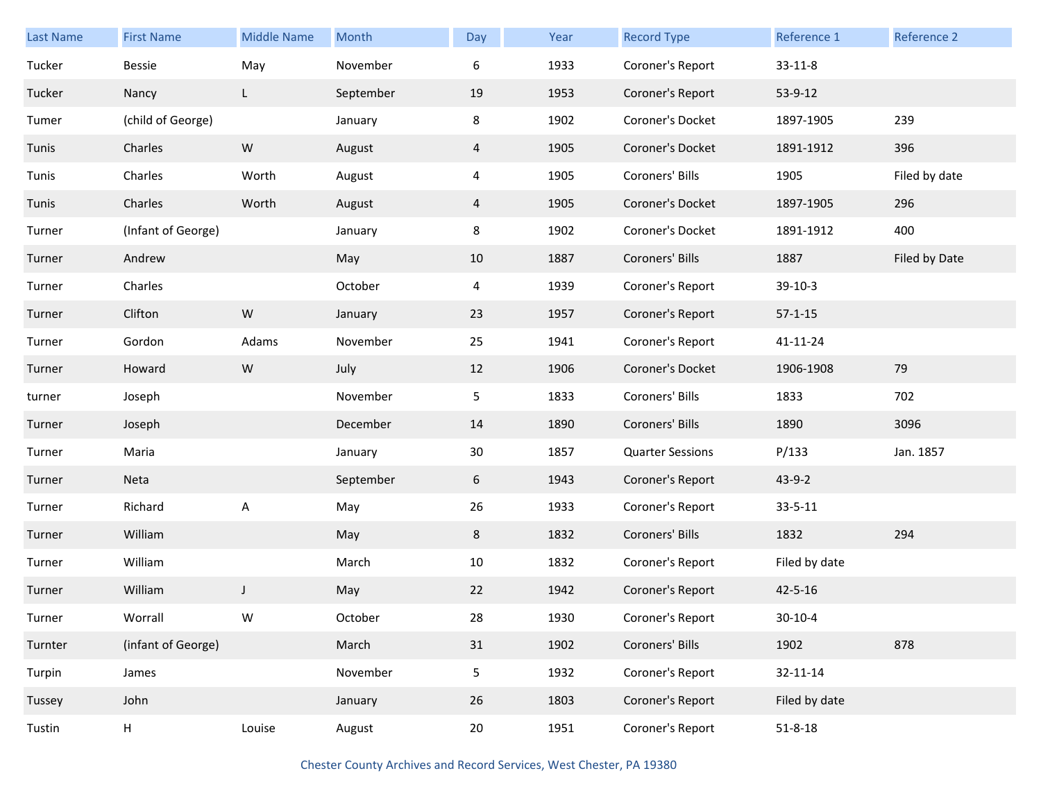| Last Name | First Name | Middle Name | Month | Day | Year | Record Type | Reference 1 | Reference 2 |
|---|---|---|---|---|---|---|---|---|
| Tucker | Bessie | May | November | 6 | 1933 | Coroner's Report | 33-11-8 | |
| Tucker | Nancy | L | September | 19 | 1953 | Coroner's Report | 53-9-12 | |
| Tumer | (child of George) | | January | 8 | 1902 | Coroner's Docket | 1897-1905 | 239 |
| Tunis | Charles | W | August | 4 | 1905 | Coroner's Docket | 1891-1912 | 396 |
| Tunis | Charles | Worth | August | 4 | 1905 | Coroners' Bills | 1905 | Filed by date |
| Tunis | Charles | Worth | August | 4 | 1905 | Coroner's Docket | 1897-1905 | 296 |
| Turner | (Infant of George) | | January | 8 | 1902 | Coroner's Docket | 1891-1912 | 400 |
| Turner | Andrew | | May | 10 | 1887 | Coroners' Bills | 1887 | Filed by Date |
| Turner | Charles | | October | 4 | 1939 | Coroner's Report | 39-10-3 | |
| Turner | Clifton | W | January | 23 | 1957 | Coroner's Report | 57-1-15 | |
| Turner | Gordon | Adams | November | 25 | 1941 | Coroner's Report | 41-11-24 | |
| Turner | Howard | W | July | 12 | 1906 | Coroner's Docket | 1906-1908 | 79 |
| turner | Joseph | | November | 5 | 1833 | Coroners' Bills | 1833 | 702 |
| Turner | Joseph | | December | 14 | 1890 | Coroners' Bills | 1890 | 3096 |
| Turner | Maria | | January | 30 | 1857 | Quarter Sessions | P/133 | Jan. 1857 |
| Turner | Neta | | September | 6 | 1943 | Coroner's Report | 43-9-2 | |
| Turner | Richard | A | May | 26 | 1933 | Coroner's Report | 33-5-11 | |
| Turner | William | | May | 8 | 1832 | Coroners' Bills | 1832 | 294 |
| Turner | William | | March | 10 | 1832 | Coroner's Report | Filed by date | |
| Turner | William | J | May | 22 | 1942 | Coroner's Report | 42-5-16 | |
| Turner | Worrall | W | October | 28 | 1930 | Coroner's Report | 30-10-4 | |
| Turnter | (infant of George) | | March | 31 | 1902 | Coroners' Bills | 1902 | 878 |
| Turpin | James | | November | 5 | 1932 | Coroner's Report | 32-11-14 | |
| Tussey | John | | January | 26 | 1803 | Coroner's Report | Filed by date | |
| Tustin | H | Louise | August | 20 | 1951 | Coroner's Report | 51-8-18 | |

Chester County Archives and Record Services, West Chester, PA 19380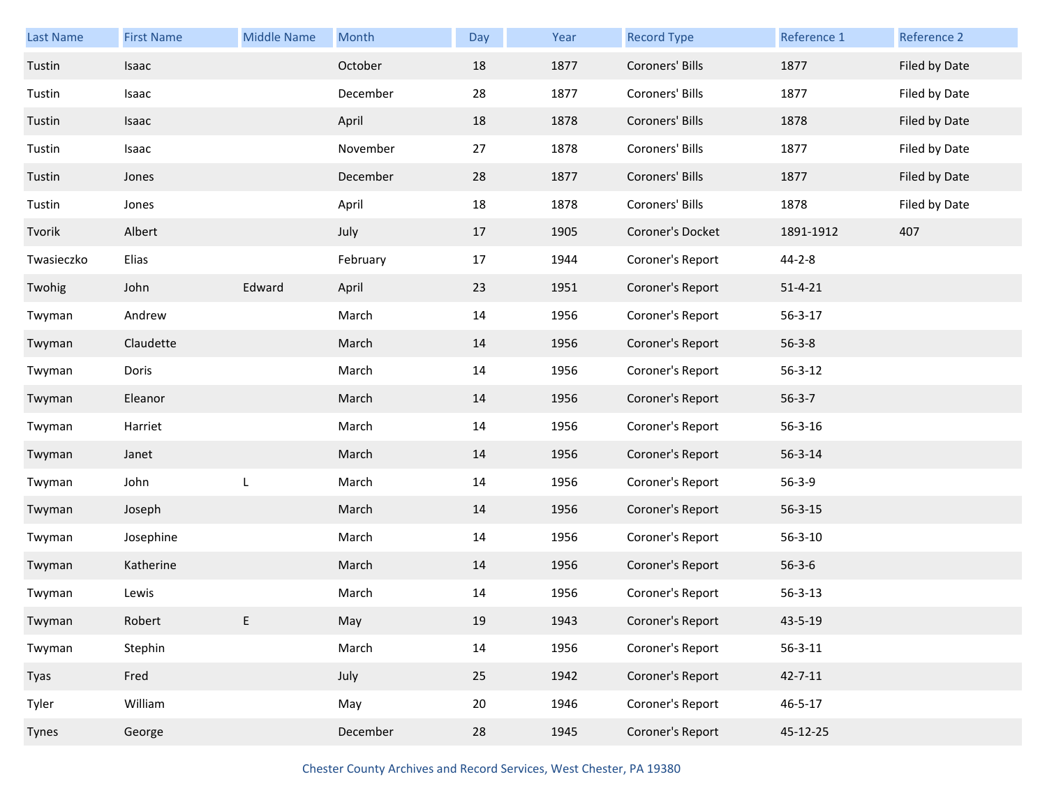| Last Name | First Name | Middle Name | Month | Day | Year | Record Type | Reference 1 | Reference 2 |
|---|---|---|---|---|---|---|---|---|
| Tustin | Isaac | | October | 18 | 1877 | Coroners' Bills | 1877 | Filed by Date |
| Tustin | Isaac | | December | 28 | 1877 | Coroners' Bills | 1877 | Filed by Date |
| Tustin | Isaac | | April | 18 | 1878 | Coroners' Bills | 1878 | Filed by Date |
| Tustin | Isaac | | November | 27 | 1878 | Coroners' Bills | 1877 | Filed by Date |
| Tustin | Jones | | December | 28 | 1877 | Coroners' Bills | 1877 | Filed by Date |
| Tustin | Jones | | April | 18 | 1878 | Coroners' Bills | 1878 | Filed by Date |
| Tvorik | Albert | | July | 17 | 1905 | Coroner's Docket | 1891-1912 | 407 |
| Twasieczko | Elias | | February | 17 | 1944 | Coroner's Report | 44-2-8 | |
| Twohig | John | Edward | April | 23 | 1951 | Coroner's Report | 51-4-21 | |
| Twyman | Andrew | | March | 14 | 1956 | Coroner's Report | 56-3-17 | |
| Twyman | Claudette | | March | 14 | 1956 | Coroner's Report | 56-3-8 | |
| Twyman | Doris | | March | 14 | 1956 | Coroner's Report | 56-3-12 | |
| Twyman | Eleanor | | March | 14 | 1956 | Coroner's Report | 56-3-7 | |
| Twyman | Harriet | | March | 14 | 1956 | Coroner's Report | 56-3-16 | |
| Twyman | Janet | | March | 14 | 1956 | Coroner's Report | 56-3-14 | |
| Twyman | John | L | March | 14 | 1956 | Coroner's Report | 56-3-9 | |
| Twyman | Joseph | | March | 14 | 1956 | Coroner's Report | 56-3-15 | |
| Twyman | Josephine | | March | 14 | 1956 | Coroner's Report | 56-3-10 | |
| Twyman | Katherine | | March | 14 | 1956 | Coroner's Report | 56-3-6 | |
| Twyman | Lewis | | March | 14 | 1956 | Coroner's Report | 56-3-13 | |
| Twyman | Robert | E | May | 19 | 1943 | Coroner's Report | 43-5-19 | |
| Twyman | Stephin | | March | 14 | 1956 | Coroner's Report | 56-3-11 | |
| Tyas | Fred | | July | 25 | 1942 | Coroner's Report | 42-7-11 | |
| Tyler | William | | May | 20 | 1946 | Coroner's Report | 46-5-17 | |
| Tynes | George | | December | 28 | 1945 | Coroner's Report | 45-12-25 | |

Chester County Archives and Record Services, West Chester, PA 19380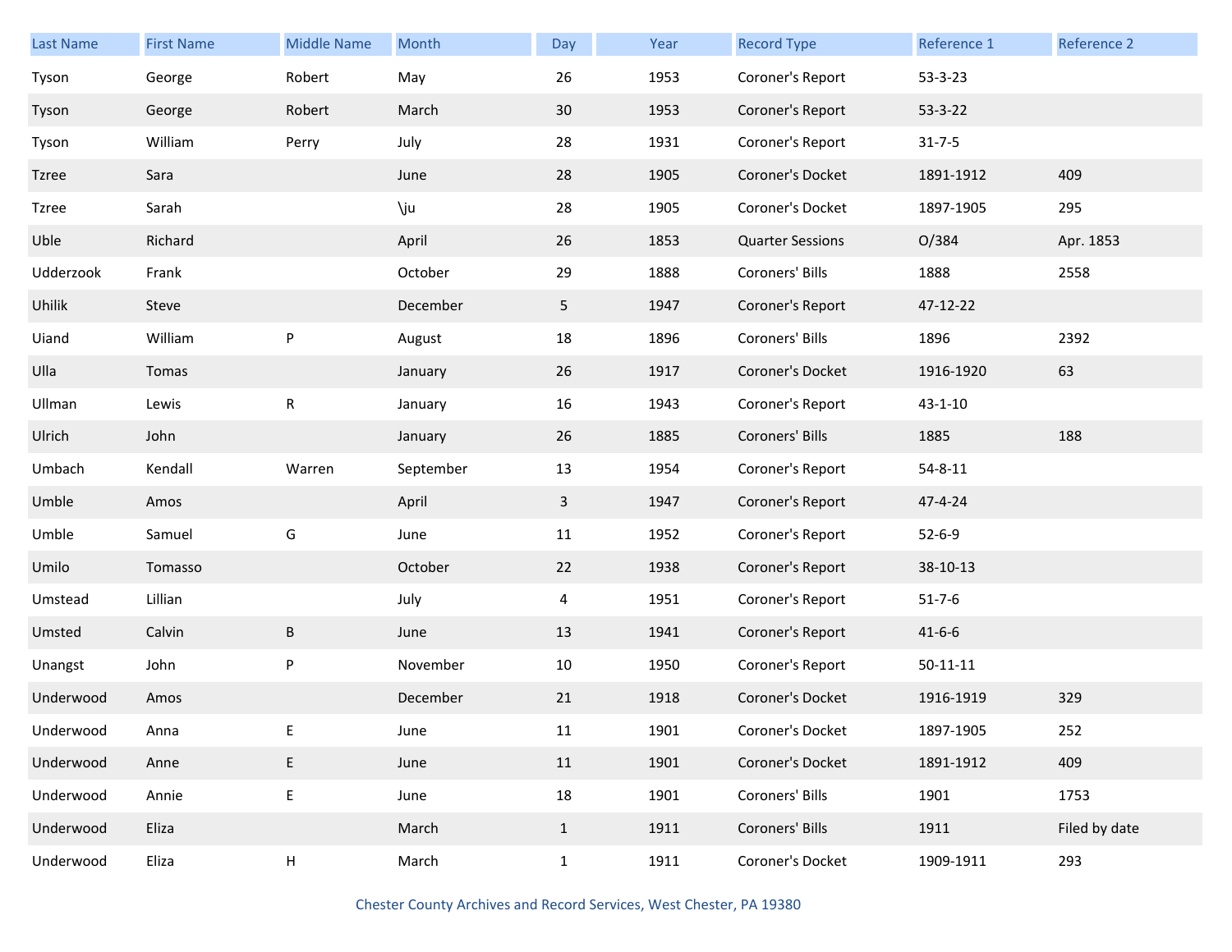| Last Name | First Name | Middle Name | Month | Day | Year | Record Type | Reference 1 | Reference 2 |
|---|---|---|---|---|---|---|---|---|
| Tyson | George | Robert | May | 26 | 1953 | Coroner's Report | 53-3-23 | |
| Tyson | George | Robert | March | 30 | 1953 | Coroner's Report | 53-3-22 | |
| Tyson | William | Perry | July | 28 | 1931 | Coroner's Report | 31-7-5 | |
| Tzree | Sara | | June | 28 | 1905 | Coroner's Docket | 1891-1912 | 409 |
| Tzree | Sarah | | \ju | 28 | 1905 | Coroner's Docket | 1897-1905 | 295 |
| Uble | Richard | | April | 26 | 1853 | Quarter Sessions | O/384 | Apr. 1853 |
| Udderzook | Frank | | October | 29 | 1888 | Coroners' Bills | 1888 | 2558 |
| Uhilik | Steve | | December | 5 | 1947 | Coroner's Report | 47-12-22 | |
| Uiand | William | P | August | 18 | 1896 | Coroners' Bills | 1896 | 2392 |
| Ulla | Tomas | | January | 26 | 1917 | Coroner's Docket | 1916-1920 | 63 |
| Ullman | Lewis | R | January | 16 | 1943 | Coroner's Report | 43-1-10 | |
| Ulrich | John | | January | 26 | 1885 | Coroners' Bills | 1885 | 188 |
| Umbach | Kendall | Warren | September | 13 | 1954 | Coroner's Report | 54-8-11 | |
| Umble | Amos | | April | 3 | 1947 | Coroner's Report | 47-4-24 | |
| Umble | Samuel | G | June | 11 | 1952 | Coroner's Report | 52-6-9 | |
| Umilo | Tomasso | | October | 22 | 1938 | Coroner's Report | 38-10-13 | |
| Umstead | Lillian | | July | 4 | 1951 | Coroner's Report | 51-7-6 | |
| Umsted | Calvin | B | June | 13 | 1941 | Coroner's Report | 41-6-6 | |
| Unangst | John | P | November | 10 | 1950 | Coroner's Report | 50-11-11 | |
| Underwood | Amos | | December | 21 | 1918 | Coroner's Docket | 1916-1919 | 329 |
| Underwood | Anna | E | June | 11 | 1901 | Coroner's Docket | 1897-1905 | 252 |
| Underwood | Anne | E | June | 11 | 1901 | Coroner's Docket | 1891-1912 | 409 |
| Underwood | Annie | E | June | 18 | 1901 | Coroners' Bills | 1901 | 1753 |
| Underwood | Eliza | | March | 1 | 1911 | Coroners' Bills | 1911 | Filed by date |
| Underwood | Eliza | H | March | 1 | 1911 | Coroner's Docket | 1909-1911 | 293 |

Chester County Archives and Record Services, West Chester, PA 19380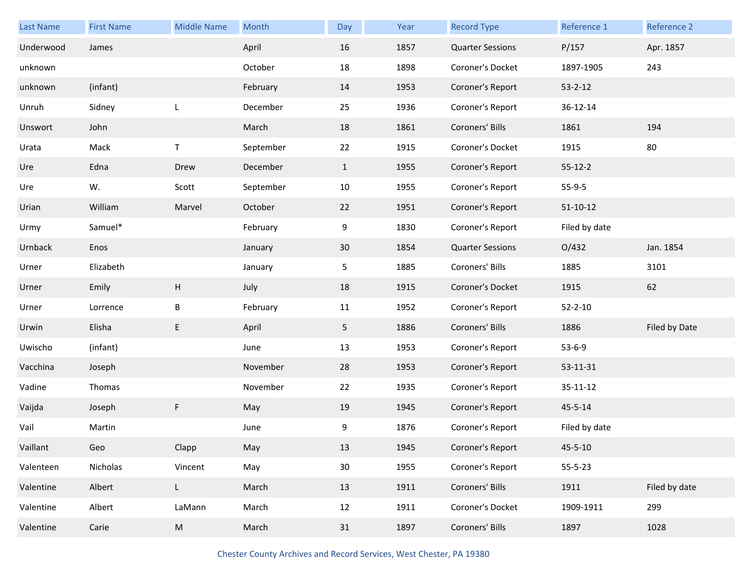| Last Name | First Name | Middle Name | Month | Day | Year | Record Type | Reference 1 | Reference 2 |
|---|---|---|---|---|---|---|---|---|
| Underwood | James | | April | 16 | 1857 | Quarter Sessions | P/157 | Apr. 1857 |
| unknown | | | October | 18 | 1898 | Coroner's Docket | 1897-1905 | 243 |
| unknown | (infant) | | February | 14 | 1953 | Coroner's Report | 53-2-12 | |
| Unruh | Sidney | L | December | 25 | 1936 | Coroner's Report | 36-12-14 | |
| Unswort | John | | March | 18 | 1861 | Coroners' Bills | 1861 | 194 |
| Urata | Mack | T | September | 22 | 1915 | Coroner's Docket | 1915 | 80 |
| Ure | Edna | Drew | December | 1 | 1955 | Coroner's Report | 55-12-2 | |
| Ure | W. | Scott | September | 10 | 1955 | Coroner's Report | 55-9-5 | |
| Urian | William | Marvel | October | 22 | 1951 | Coroner's Report | 51-10-12 | |
| Urmy | Samuel* | | February | 9 | 1830 | Coroner's Report | Filed by date | |
| Urnback | Enos | | January | 30 | 1854 | Quarter Sessions | O/432 | Jan. 1854 |
| Urner | Elizabeth | | January | 5 | 1885 | Coroners' Bills | 1885 | 3101 |
| Urner | Emily | H | July | 18 | 1915 | Coroner's Docket | 1915 | 62 |
| Urner | Lorrence | B | February | 11 | 1952 | Coroner's Report | 52-2-10 | |
| Urwin | Elisha | E | April | 5 | 1886 | Coroners' Bills | 1886 | Filed by Date |
| Uwischo | (infant) | | June | 13 | 1953 | Coroner's Report | 53-6-9 | |
| Vacchina | Joseph | | November | 28 | 1953 | Coroner's Report | 53-11-31 | |
| Vadine | Thomas | | November | 22 | 1935 | Coroner's Report | 35-11-12 | |
| Vaijda | Joseph | F | May | 19 | 1945 | Coroner's Report | 45-5-14 | |
| Vail | Martin | | June | 9 | 1876 | Coroner's Report | Filed by date | |
| Vaillant | Geo | Clapp | May | 13 | 1945 | Coroner's Report | 45-5-10 | |
| Valenteen | Nicholas | Vincent | May | 30 | 1955 | Coroner's Report | 55-5-23 | |
| Valentine | Albert | L | March | 13 | 1911 | Coroners' Bills | 1911 | Filed by date |
| Valentine | Albert | LaMann | March | 12 | 1911 | Coroner's Docket | 1909-1911 | 299 |
| Valentine | Carie | M | March | 31 | 1897 | Coroners' Bills | 1897 | 1028 |

Chester County Archives and Record Services, West Chester, PA 19380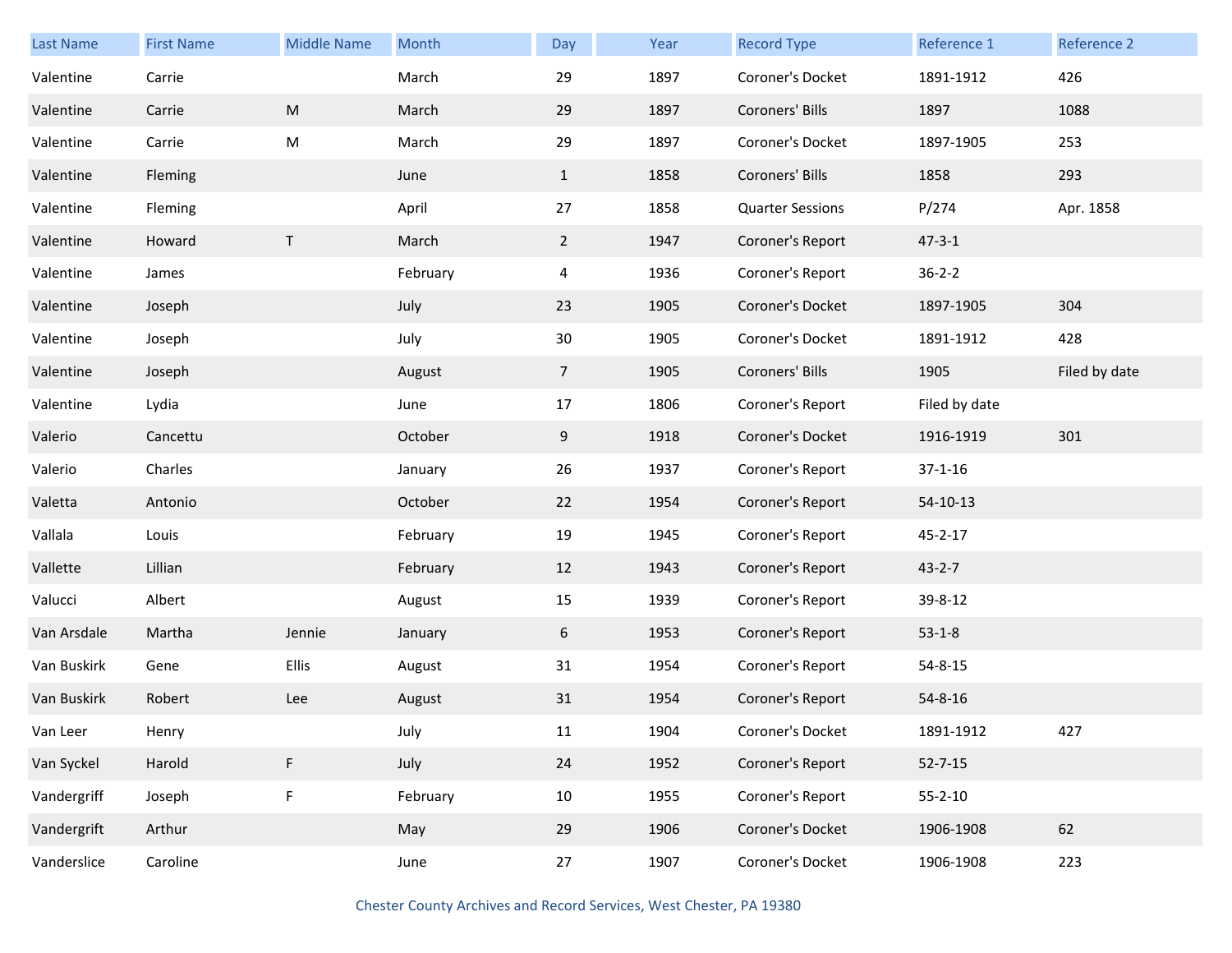| Last Name | First Name | Middle Name | Month | Day | Year | Record Type | Reference 1 | Reference 2 |
|---|---|---|---|---|---|---|---|---|
| Valentine | Carrie | | March | 29 | 1897 | Coroner's Docket | 1891-1912 | 426 |
| Valentine | Carrie | M | March | 29 | 1897 | Coroners' Bills | 1897 | 1088 |
| Valentine | Carrie | M | March | 29 | 1897 | Coroner's Docket | 1897-1905 | 253 |
| Valentine | Fleming | | June | 1 | 1858 | Coroners' Bills | 1858 | 293 |
| Valentine | Fleming | | April | 27 | 1858 | Quarter Sessions | P/274 | Apr. 1858 |
| Valentine | Howard | T | March | 2 | 1947 | Coroner's Report | 47-3-1 | |
| Valentine | James | | February | 4 | 1936 | Coroner's Report | 36-2-2 | |
| Valentine | Joseph | | July | 23 | 1905 | Coroner's Docket | 1897-1905 | 304 |
| Valentine | Joseph | | July | 30 | 1905 | Coroner's Docket | 1891-1912 | 428 |
| Valentine | Joseph | | August | 7 | 1905 | Coroners' Bills | 1905 | Filed by date |
| Valentine | Lydia | | June | 17 | 1806 | Coroner's Report | Filed by date | |
| Valerio | Cancettu | | October | 9 | 1918 | Coroner's Docket | 1916-1919 | 301 |
| Valerio | Charles | | January | 26 | 1937 | Coroner's Report | 37-1-16 | |
| Valetta | Antonio | | October | 22 | 1954 | Coroner's Report | 54-10-13 | |
| Vallala | Louis | | February | 19 | 1945 | Coroner's Report | 45-2-17 | |
| Vallette | Lillian | | February | 12 | 1943 | Coroner's Report | 43-2-7 | |
| Valucci | Albert | | August | 15 | 1939 | Coroner's Report | 39-8-12 | |
| Van Arsdale | Martha | Jennie | January | 6 | 1953 | Coroner's Report | 53-1-8 | |
| Van Buskirk | Gene | Ellis | August | 31 | 1954 | Coroner's Report | 54-8-15 | |
| Van Buskirk | Robert | Lee | August | 31 | 1954 | Coroner's Report | 54-8-16 | |
| Van Leer | Henry | | July | 11 | 1904 | Coroner's Docket | 1891-1912 | 427 |
| Van Syckel | Harold | F | July | 24 | 1952 | Coroner's Report | 52-7-15 | |
| Vandergriff | Joseph | F | February | 10 | 1955 | Coroner's Report | 55-2-10 | |
| Vandergrift | Arthur | | May | 29 | 1906 | Coroner's Docket | 1906-1908 | 62 |
| Vanderslice | Caroline | | June | 27 | 1907 | Coroner's Docket | 1906-1908 | 223 |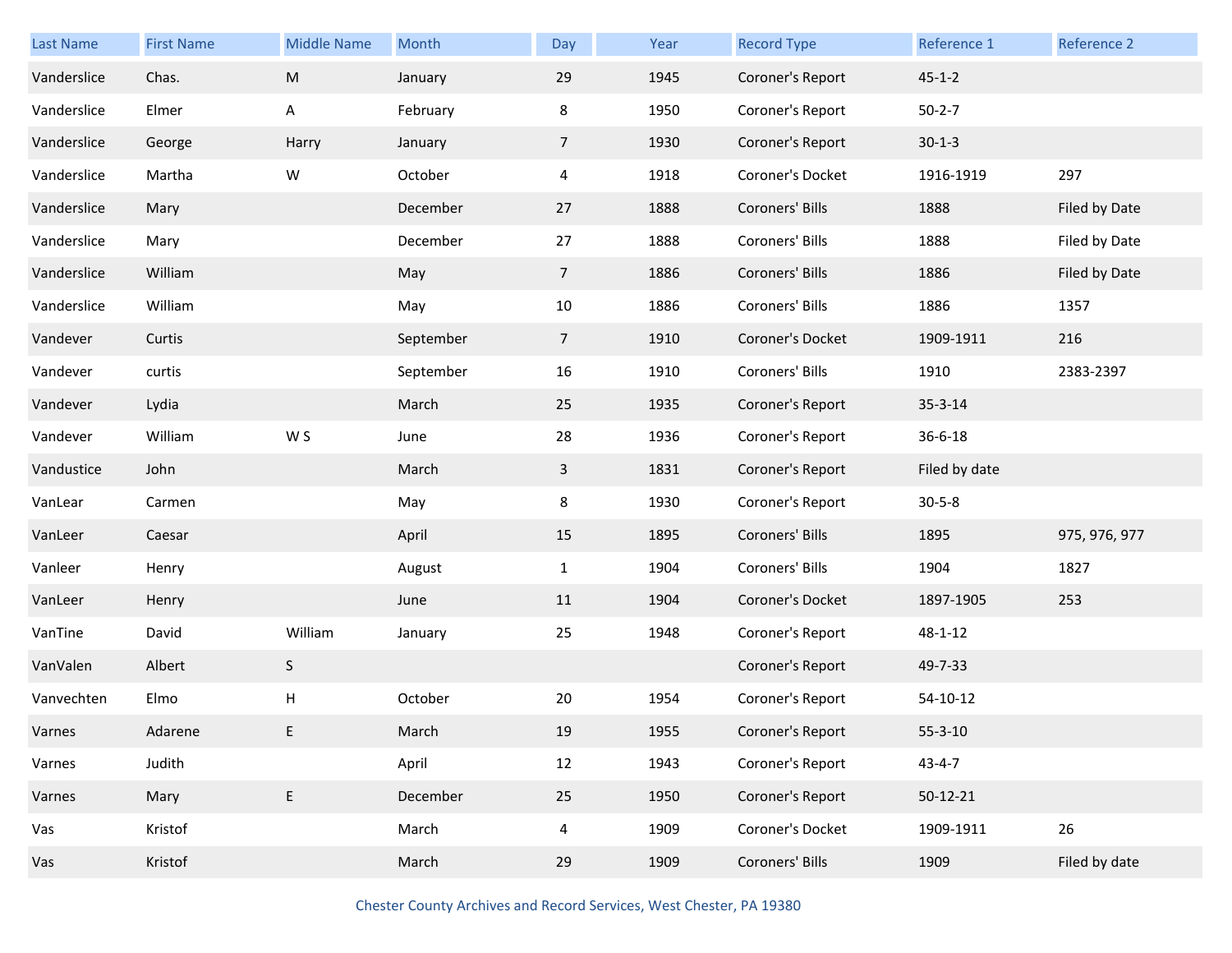| Last Name | First Name | Middle Name | Month | Day | Year | Record Type | Reference 1 | Reference 2 |
|---|---|---|---|---|---|---|---|---|
| Vanderslice | Chas. | M | January | 29 | 1945 | Coroner's Report | 45-1-2 | |
| Vanderslice | Elmer | A | February | 8 | 1950 | Coroner's Report | 50-2-7 | |
| Vanderslice | George | Harry | January | 7 | 1930 | Coroner's Report | 30-1-3 | |
| Vanderslice | Martha | W | October | 4 | 1918 | Coroner's Docket | 1916-1919 | 297 |
| Vanderslice | Mary | | December | 27 | 1888 | Coroners' Bills | 1888 | Filed by Date |
| Vanderslice | Mary | | December | 27 | 1888 | Coroners' Bills | 1888 | Filed by Date |
| Vanderslice | William | | May | 7 | 1886 | Coroners' Bills | 1886 | Filed by Date |
| Vanderslice | William | | May | 10 | 1886 | Coroners' Bills | 1886 | 1357 |
| Vandever | Curtis | | September | 7 | 1910 | Coroner's Docket | 1909-1911 | 216 |
| Vandever | curtis | | September | 16 | 1910 | Coroners' Bills | 1910 | 2383-2397 |
| Vandever | Lydia | | March | 25 | 1935 | Coroner's Report | 35-3-14 | |
| Vandever | William | W S | June | 28 | 1936 | Coroner's Report | 36-6-18 | |
| Vandustice | John | | March | 3 | 1831 | Coroner's Report | Filed by date | |
| VanLear | Carmen | | May | 8 | 1930 | Coroner's Report | 30-5-8 | |
| VanLeer | Caesar | | April | 15 | 1895 | Coroners' Bills | 1895 | 975, 976, 977 |
| Vanleer | Henry | | August | 1 | 1904 | Coroners' Bills | 1904 | 1827 |
| VanLeer | Henry | | June | 11 | 1904 | Coroner's Docket | 1897-1905 | 253 |
| VanTine | David | William | January | 25 | 1948 | Coroner's Report | 48-1-12 | |
| VanValen | Albert | S | | | | Coroner's Report | 49-7-33 | |
| Vanvechten | Elmo | H | October | 20 | 1954 | Coroner's Report | 54-10-12 | |
| Varnes | Adarene | E | March | 19 | 1955 | Coroner's Report | 55-3-10 | |
| Varnes | Judith | | April | 12 | 1943 | Coroner's Report | 43-4-7 | |
| Varnes | Mary | E | December | 25 | 1950 | Coroner's Report | 50-12-21 | |
| Vas | Kristof | | March | 4 | 1909 | Coroner's Docket | 1909-1911 | 26 |
| Vas | Kristof | | March | 29 | 1909 | Coroners' Bills | 1909 | Filed by date |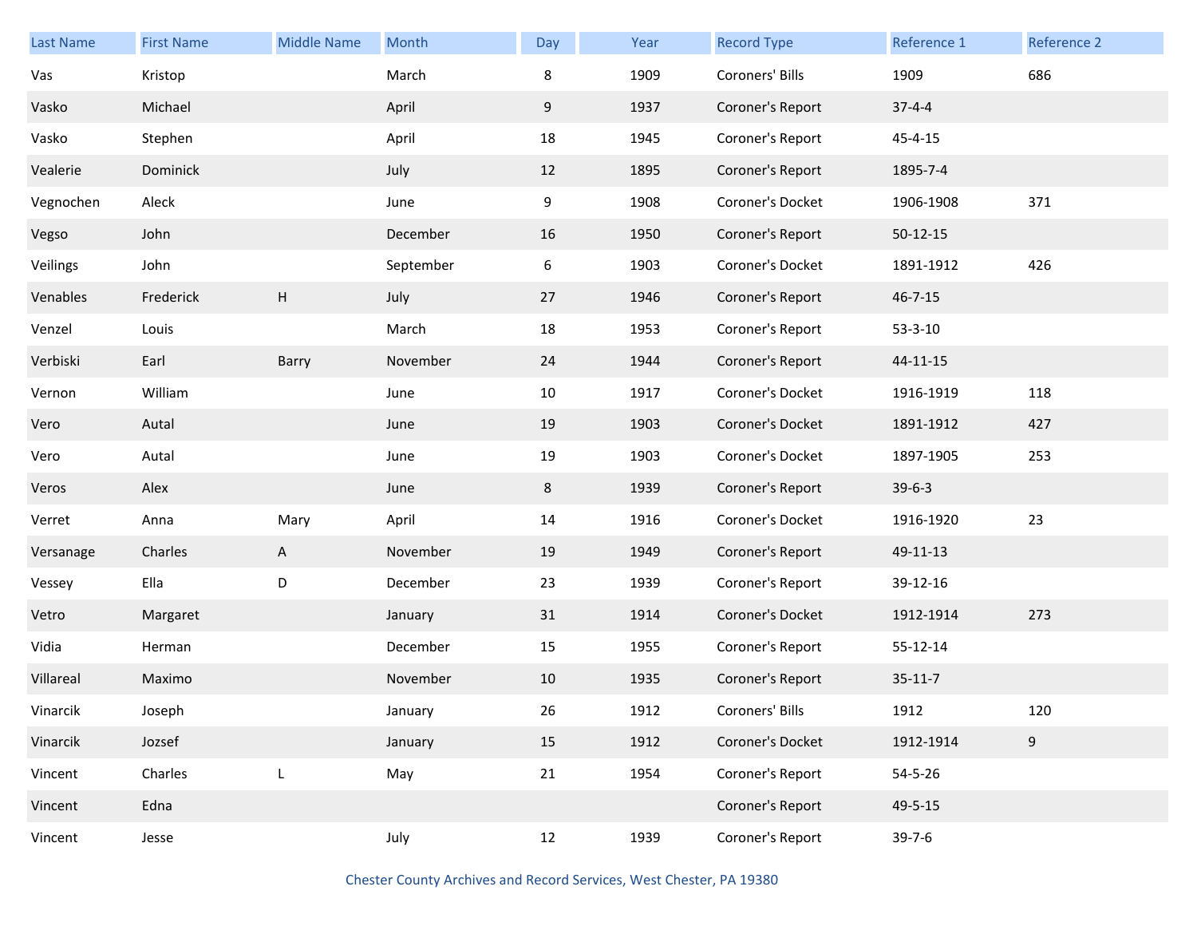| Last Name | First Name | Middle Name | Month | Day | Year | Record Type | Reference 1 | Reference 2 |
|---|---|---|---|---|---|---|---|---|
| Vas | Kristop | | March | 8 | 1909 | Coroners' Bills | 1909 | 686 |
| Vasko | Michael | | April | 9 | 1937 | Coroner's Report | 37-4-4 | |
| Vasko | Stephen | | April | 18 | 1945 | Coroner's Report | 45-4-15 | |
| Vealerie | Dominick | | July | 12 | 1895 | Coroner's Report | 1895-7-4 | |
| Vegnochen | Aleck | | June | 9 | 1908 | Coroner's Docket | 1906-1908 | 371 |
| Vegso | John | | December | 16 | 1950 | Coroner's Report | 50-12-15 | |
| Veilings | John | | September | 6 | 1903 | Coroner's Docket | 1891-1912 | 426 |
| Venables | Frederick | H | July | 27 | 1946 | Coroner's Report | 46-7-15 | |
| Venzel | Louis | | March | 18 | 1953 | Coroner's Report | 53-3-10 | |
| Verbiski | Earl | Barry | November | 24 | 1944 | Coroner's Report | 44-11-15 | |
| Vernon | William | | June | 10 | 1917 | Coroner's Docket | 1916-1919 | 118 |
| Vero | Autal | | June | 19 | 1903 | Coroner's Docket | 1891-1912 | 427 |
| Vero | Autal | | June | 19 | 1903 | Coroner's Docket | 1897-1905 | 253 |
| Veros | Alex | | June | 8 | 1939 | Coroner's Report | 39-6-3 | |
| Verret | Anna | Mary | April | 14 | 1916 | Coroner's Docket | 1916-1920 | 23 |
| Versanage | Charles | A | November | 19 | 1949 | Coroner's Report | 49-11-13 | |
| Vessey | Ella | D | December | 23 | 1939 | Coroner's Report | 39-12-16 | |
| Vetro | Margaret | | January | 31 | 1914 | Coroner's Docket | 1912-1914 | 273 |
| Vidia | Herman | | December | 15 | 1955 | Coroner's Report | 55-12-14 | |
| Villareal | Maximo | | November | 10 | 1935 | Coroner's Report | 35-11-7 | |
| Vinarcik | Joseph | | January | 26 | 1912 | Coroners' Bills | 1912 | 120 |
| Vinarcik | Jozsef | | January | 15 | 1912 | Coroner's Docket | 1912-1914 | 9 |
| Vincent | Charles | L | May | 21 | 1954 | Coroner's Report | 54-5-26 | |
| Vincent | Edna | | | | | Coroner's Report | 49-5-15 | |
| Vincent | Jesse | | July | 12 | 1939 | Coroner's Report | 39-7-6 | |

Chester County Archives and Record Services, West Chester, PA 19380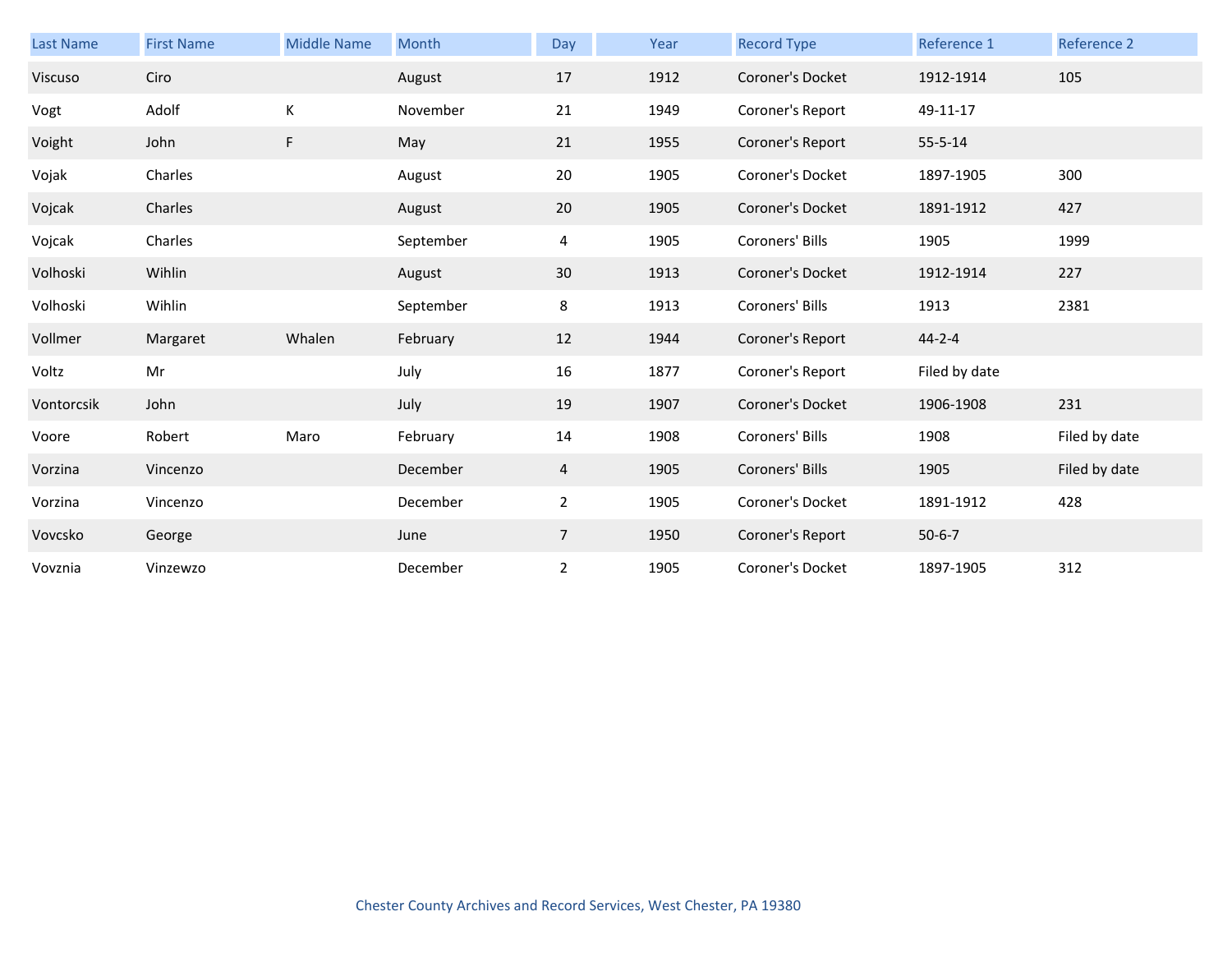| Last Name | First Name | Middle Name | Month | Day | Year | Record Type | Reference 1 | Reference 2 |
|---|---|---|---|---|---|---|---|---|
| Viscuso | Ciro | | August | 17 | 1912 | Coroner's Docket | 1912-1914 | 105 |
| Vogt | Adolf | K | November | 21 | 1949 | Coroner's Report | 49-11-17 | |
| Voight | John | F | May | 21 | 1955 | Coroner's Report | 55-5-14 | |
| Vojak | Charles | | August | 20 | 1905 | Coroner's Docket | 1897-1905 | 300 |
| Vojcak | Charles | | August | 20 | 1905 | Coroner's Docket | 1891-1912 | 427 |
| Vojcak | Charles | | September | 4 | 1905 | Coroners' Bills | 1905 | 1999 |
| Volhoski | Wihlin | | August | 30 | 1913 | Coroner's Docket | 1912-1914 | 227 |
| Volhoski | Wihlin | | September | 8 | 1913 | Coroners' Bills | 1913 | 2381 |
| Vollmer | Margaret | Whalen | February | 12 | 1944 | Coroner's Report | 44-2-4 | |
| Voltz | Mr | | July | 16 | 1877 | Coroner's Report | Filed by date | |
| Vontorcsik | John | | July | 19 | 1907 | Coroner's Docket | 1906-1908 | 231 |
| Voore | Robert | Maro | February | 14 | 1908 | Coroners' Bills | 1908 | Filed by date |
| Vorzina | Vincenzo | | December | 4 | 1905 | Coroners' Bills | 1905 | Filed by date |
| Vorzina | Vincenzo | | December | 2 | 1905 | Coroner's Docket | 1891-1912 | 428 |
| Vovcsko | George | | June | 7 | 1950 | Coroner's Report | 50-6-7 | |
| Vovznia | Vinzewzo | | December | 2 | 1905 | Coroner's Docket | 1897-1905 | 312 |